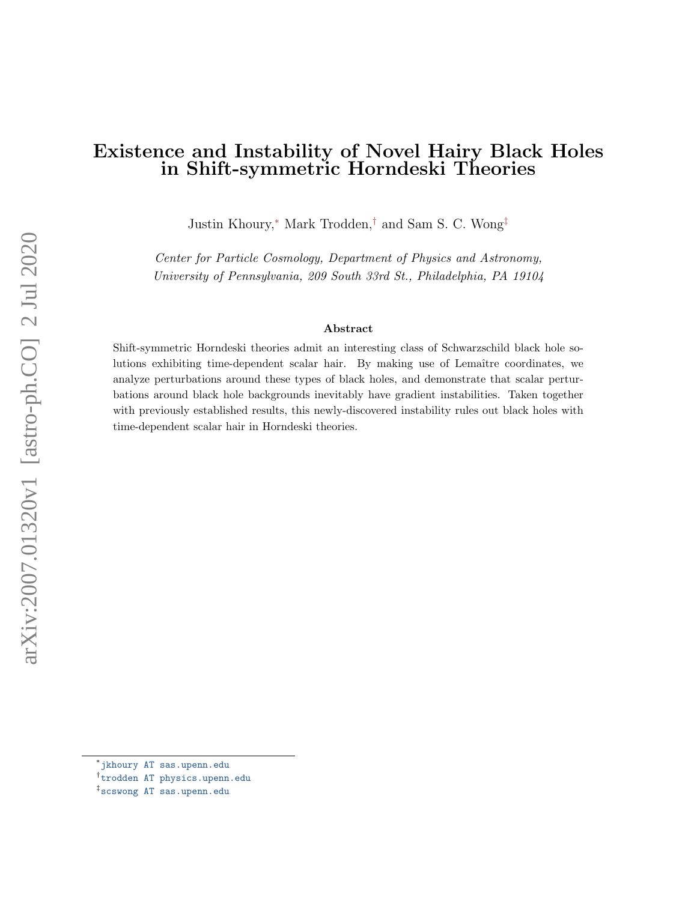# Existence and Instability of Novel Hairy Black Holes in Shift-symmetric Horndeski Theories

Justin Khoury,[*] Mark Trodden,[†] and Sam S. C. Wong[‡]

*Center for Particle Cosmology, Department of Physics and Astronomy, University of Pennsylvania, 209 South 33rd St., Philadelphia, PA 19104*

### Abstract

Shift-symmetric Horndeski theories admit an interesting class of Schwarzschild black hole solutions exhibiting time-dependent scalar hair. By making use of Lemaître coordinates, we analyze perturbations around these types of black holes, and demonstrate that scalar perturbations around black hole backgrounds inevitably have gradient instabilities. Taken together with previously established results, this newly-discovered instability rules out black holes with time-dependent scalar hair in Horndeski theories.

---

[*] jkhoury AT sas.upenn.edu

[†] trodden AT physics.upenn.edu

[‡] scswong AT sas.upenn.edu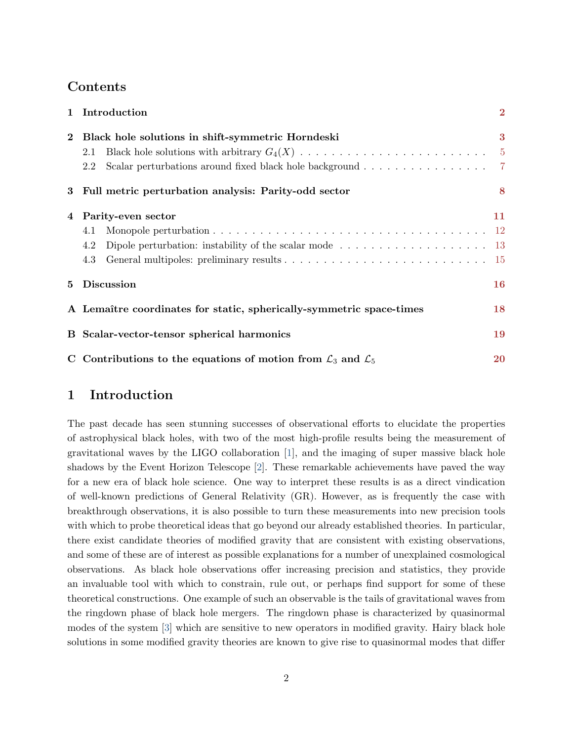## Contents

| | | |
|---|---|---|
| **1** | **Introduction** | **2** |
| **2** | **Black hole solutions in shift-symmetric Horndeski** | **3** |
| | 2.1 Black hole solutions with arbitrary $G_4(X)$ | 5 |
| | 2.2 Scalar perturbations around fixed black hole background | 7 |
| **3** | **Full metric perturbation analysis: Parity-odd sector** | **8** |
| **4** | **Parity-even sector** | **11** |
| | 4.1 Monopole perturbation | 12 |
| | 4.2 Dipole perturbation: instability of the scalar mode | 13 |
| | 4.3 General multipoles: preliminary results | 15 |
| **5** | **Discussion** | **16** |
| **A** | **Lemaître coordinates for static, spherically-symmetric space-times** | **18** |
| **B** | **Scalar-vector-tensor spherical harmonics** | **19** |
| **C** | **Contributions to the equations of motion from $\mathcal{L}_3$ and $\mathcal{L}_5$** | **20** |

# 1 Introduction

The past decade has seen stunning successes of observational efforts to elucidate the properties of astrophysical black holes, with two of the most high-profile results being the measurement of gravitational waves by the LIGO collaboration [1], and the imaging of super massive black hole shadows by the Event Horizon Telescope [2]. These remarkable achievements have paved the way for a new era of black hole science. One way to interpret these results is as a direct vindication of well-known predictions of General Relativity (GR). However, as is frequently the case with breakthrough observations, it is also possible to turn these measurements into new precision tools with which to probe theoretical ideas that go beyond our already established theories. In particular, there exist candidate theories of modified gravity that are consistent with existing observations, and some of these are of interest as possible explanations for a number of unexplained cosmological observations. As black hole observations offer increasing precision and statistics, they provide an invaluable tool with which to constrain, rule out, or perhaps find support for some of these theoretical constructions. One example of such an observable is the tails of gravitational waves from the ringdown phase of black hole mergers. The ringdown phase is characterized by quasinormal modes of the system [3] which are sensitive to new operators in modified gravity. Hairy black hole solutions in some modified gravity theories are known to give rise to quasinormal modes that differ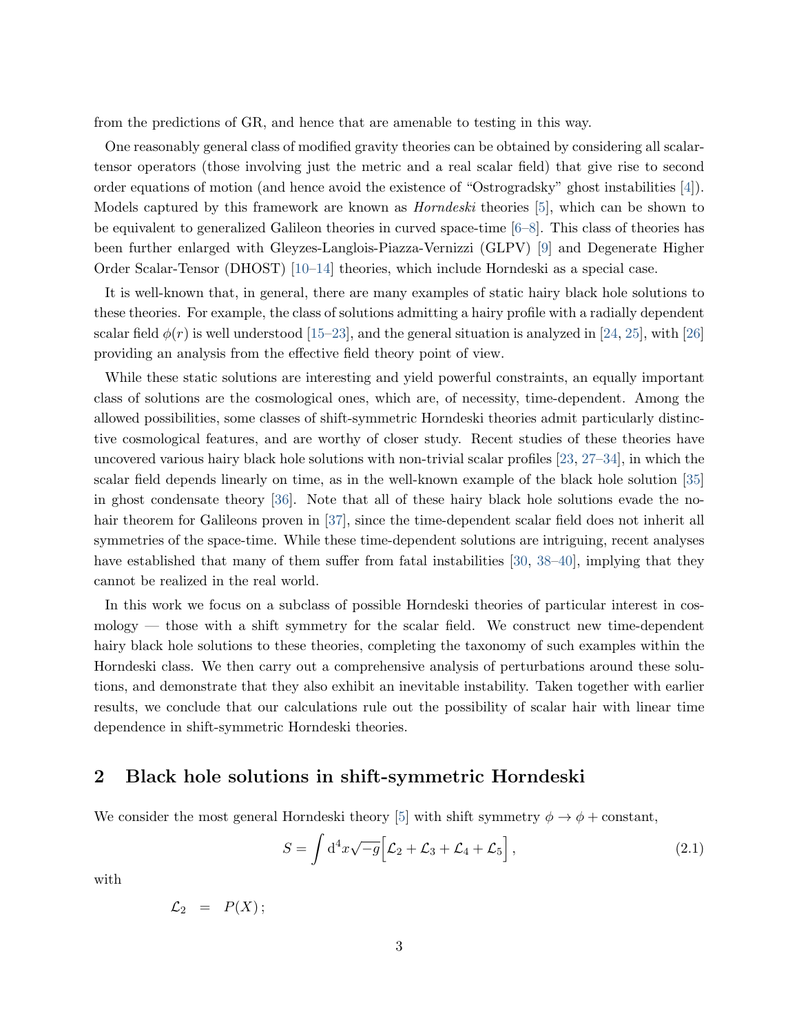from the predictions of GR, and hence that are amenable to testing in this way.

One reasonably general class of modified gravity theories can be obtained by considering all scalar-tensor operators (those involving just the metric and a real scalar field) that give rise to second order equations of motion (and hence avoid the existence of "Ostrogradsky" ghost instabilities [4]). Models captured by this framework are known as *Horndeski* theories [5], which can be shown to be equivalent to generalized Galileon theories in curved space-time [6–8]. This class of theories has been further enlarged with Gleyzes-Langlois-Piazza-Vernizzi (GLPV) [9] and Degenerate Higher Order Scalar-Tensor (DHOST) [10–14] theories, which include Horndeski as a special case.

It is well-known that, in general, there are many examples of static hairy black hole solutions to these theories. For example, the class of solutions admitting a hairy profile with a radially dependent scalar field $\phi(r)$ is well understood [15–23], and the general situation is analyzed in [24, 25], with [26] providing an analysis from the effective field theory point of view.

While these static solutions are interesting and yield powerful constraints, an equally important class of solutions are the cosmological ones, which are, of necessity, time-dependent. Among the allowed possibilities, some classes of shift-symmetric Horndeski theories admit particularly distinctive cosmological features, and are worthy of closer study. Recent studies of these theories have uncovered various hairy black hole solutions with non-trivial scalar profiles [23, 27–34], in which the scalar field depends linearly on time, as in the well-known example of the black hole solution [35] in ghost condensate theory [36]. Note that all of these hairy black hole solutions evade the no-hair theorem for Galileons proven in [37], since the time-dependent scalar field does not inherit all symmetries of the space-time. While these time-dependent solutions are intriguing, recent analyses have established that many of them suffer from fatal instabilities [30, 38–40], implying that they cannot be realized in the real world.

In this work we focus on a subclass of possible Horndeski theories of particular interest in cosmology — those with a shift symmetry for the scalar field. We construct new time-dependent hairy black hole solutions to these theories, completing the taxonomy of such examples within the Horndeski class. We then carry out a comprehensive analysis of perturbations around these solutions, and demonstrate that they also exhibit an inevitable instability. Taken together with earlier results, we conclude that our calculations rule out the possibility of scalar hair with linear time dependence in shift-symmetric Horndeski theories.

## 2 Black hole solutions in shift-symmetric Horndeski

We consider the most general Horndeski theory [5] with shift symmetry $\phi \to \phi + \text{constant}$,

$$S = \int \mathrm{d}^4x\sqrt{-g}\Big[\mathcal{L}_2 + \mathcal{L}_3 + \mathcal{L}_4 + \mathcal{L}_5\Big]\,, \tag{2.1}$$

with

$$\mathcal{L}_2 \;=\; P(X)\,;$$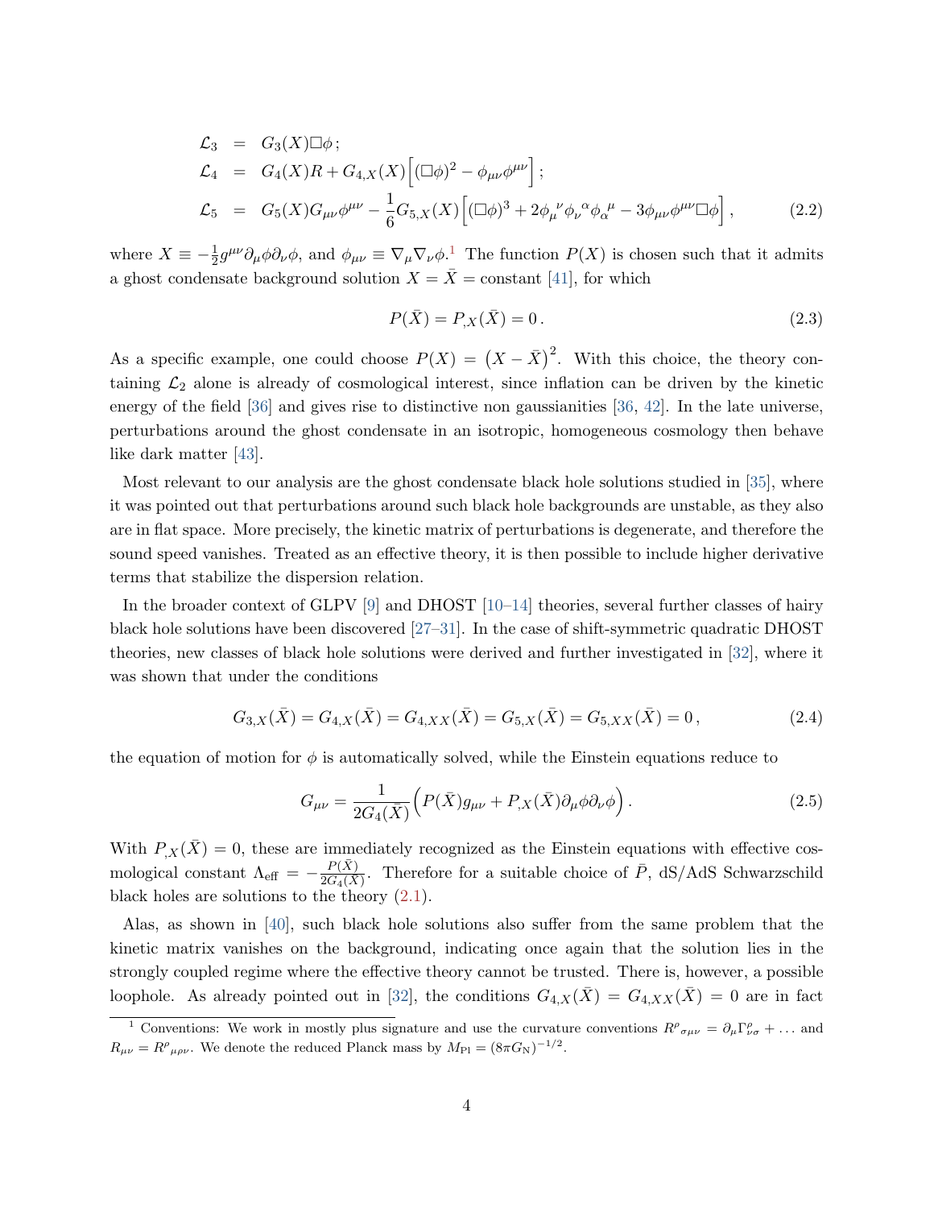$$
\begin{aligned}
\mathcal{L}_3 &= G_3(X)\Box\phi\,; \\
\mathcal{L}_4 &= G_4(X)R + G_{4,X}(X)\Big[(\Box\phi)^2 - \phi_{\mu\nu}\phi^{\mu\nu}\Big]\,; \\
\mathcal{L}_5 &= G_5(X)G_{\mu\nu}\phi^{\mu\nu} - \frac{1}{6}G_{5,X}(X)\Big[(\Box\phi)^3 + 2\phi_\mu{}^\nu\phi_\nu{}^\alpha\phi_\alpha{}^\mu - 3\phi_{\mu\nu}\phi^{\mu\nu}\Box\phi\Big]\,,
\end{aligned}
\tag{2.2}
$$

where $X \equiv -\frac{1}{2}g^{\mu\nu}\partial_\mu\phi\partial_\nu\phi$, and $\phi_{\mu\nu} \equiv \nabla_\mu\nabla_\nu\phi$.[1] The function $P(X)$ is chosen such that it admits a ghost condensate background solution $X = \bar{X} = \text{constant}$ [41], for which

$$
P(\bar{X}) = P_{,X}(\bar{X}) = 0\,. \tag{2.3}
$$

As a specific example, one could choose $P(X) = \big(X - \bar{X}\big)^2$. With this choice, the theory containing $\mathcal{L}_2$ alone is already of cosmological interest, since inflation can be driven by the kinetic energy of the field [36] and gives rise to distinctive non gaussianities [36, 42]. In the late universe, perturbations around the ghost condensate in an isotropic, homogeneous cosmology then behave like dark matter [43].

Most relevant to our analysis are the ghost condensate black hole solutions studied in [35], where it was pointed out that perturbations around such black hole backgrounds are unstable, as they also are in flat space. More precisely, the kinetic matrix of perturbations is degenerate, and therefore the sound speed vanishes. Treated as an effective theory, it is then possible to include higher derivative terms that stabilize the dispersion relation.

In the broader context of GLPV [9] and DHOST [10–14] theories, several further classes of hairy black hole solutions have been discovered [27–31]. In the case of shift-symmetric quadratic DHOST theories, new classes of black hole solutions were derived and further investigated in [32], where it was shown that under the conditions

$$
G_{3,X}(\bar{X}) = G_{4,X}(\bar{X}) = G_{4,XX}(\bar{X}) = G_{5,X}(\bar{X}) = G_{5,XX}(\bar{X}) = 0\,, \tag{2.4}
$$

the equation of motion for $\phi$ is automatically solved, while the Einstein equations reduce to

$$
G_{\mu\nu} = \frac{1}{2G_4(\bar{X})}\Big(P(\bar{X})g_{\mu\nu} + P_{,X}(\bar{X})\partial_\mu\phi\partial_\nu\phi\Big)\,. \tag{2.5}
$$

With $P_{,X}(\bar{X}) = 0$, these are immediately recognized as the Einstein equations with effective cosmological constant $\Lambda_{\text{eff}} = -\frac{P(\bar{X})}{2G_4(\bar{X})}$. Therefore for a suitable choice of $\bar{P}$, dS/AdS Schwarzschild black holes are solutions to the theory (2.1).

Alas, as shown in [40], such black hole solutions also suffer from the same problem that the kinetic matrix vanishes on the background, indicating once again that the solution lies in the strongly coupled regime where the effective theory cannot be trusted. There is, however, a possible loophole. As already pointed out in [32], the conditions $G_{4,X}(\bar{X}) = G_{4,XX}(\bar{X}) = 0$ are in fact

---

[1] Conventions: We work in mostly plus signature and use the curvature conventions $R^\rho{}_{\sigma\mu\nu} = \partial_\mu\Gamma^\rho_{\nu\sigma} + \ldots$ and $R_{\mu\nu} = R^\rho{}_{\mu\rho\nu}$. We denote the reduced Planck mass by $M_{\text{Pl}} = (8\pi G_{\text{N}})^{-1/2}$.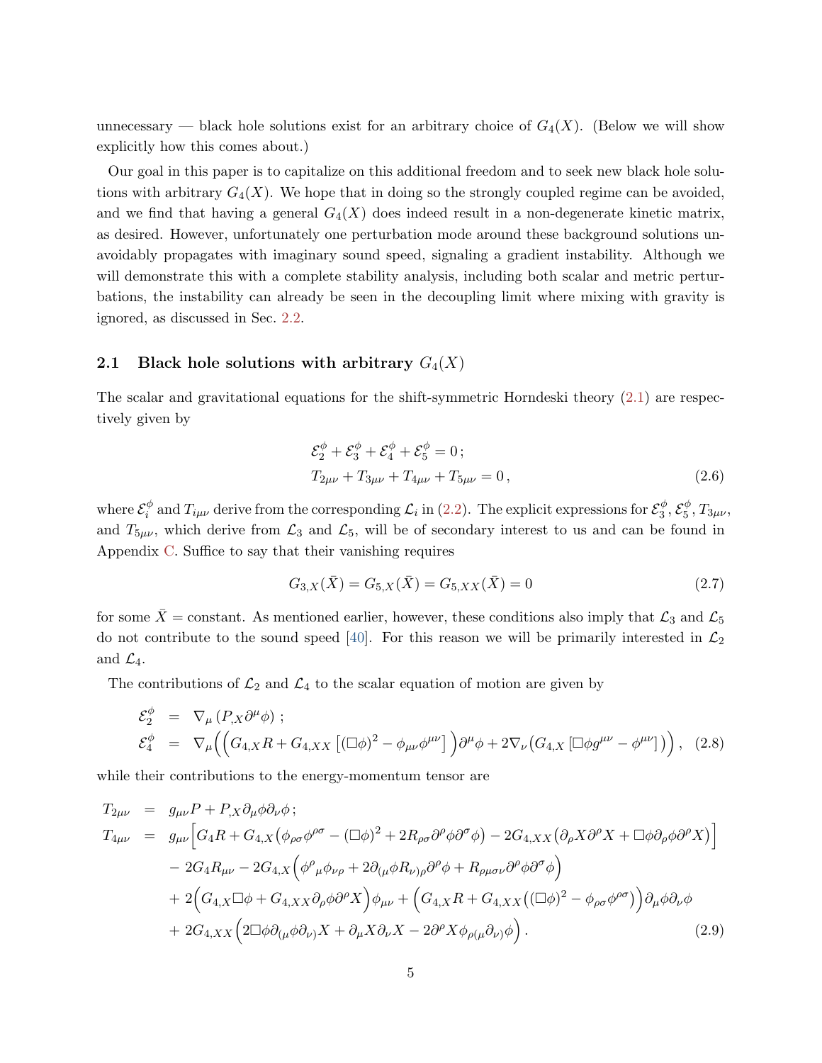unnecessary — black hole solutions exist for an arbitrary choice of $G_4(X)$. (Below we will show explicitly how this comes about.)

Our goal in this paper is to capitalize on this additional freedom and to seek new black hole solutions with arbitrary $G_4(X)$. We hope that in doing so the strongly coupled regime can be avoided, and we find that having a general $G_4(X)$ does indeed result in a non-degenerate kinetic matrix, as desired. However, unfortunately one perturbation mode around these background solutions unavoidably propagates with imaginary sound speed, signaling a gradient instability. Although we will demonstrate this with a complete stability analysis, including both scalar and metric perturbations, the instability can already be seen in the decoupling limit where mixing with gravity is ignored, as discussed in Sec. 2.2.

## 2.1 Black hole solutions with arbitrary $G_4(X)$

The scalar and gravitational equations for the shift-symmetric Horndeski theory (2.1) are respectively given by

$$
\begin{aligned}
&\mathcal{E}_2^\phi + \mathcal{E}_3^\phi + \mathcal{E}_4^\phi + \mathcal{E}_5^\phi = 0\,; \\
&T_{2\mu\nu} + T_{3\mu\nu} + T_{4\mu\nu} + T_{5\mu\nu} = 0\,,
\end{aligned}
\tag{2.6}
$$

where $\mathcal{E}_i^\phi$ and $T_{i\mu\nu}$ derive from the corresponding $\mathcal{L}_i$ in (2.2). The explicit expressions for $\mathcal{E}_3^\phi$, $\mathcal{E}_5^\phi$, $T_{3\mu\nu}$, and $T_{5\mu\nu}$, which derive from $\mathcal{L}_3$ and $\mathcal{L}_5$, will be of secondary interest to us and can be found in Appendix C. Suffice to say that their vanishing requires

$$
G_{3,X}(\bar{X}) = G_{5,X}(\bar{X}) = G_{5,XX}(\bar{X}) = 0 \tag{2.7}
$$

for some $\bar{X} = $ constant. As mentioned earlier, however, these conditions also imply that $\mathcal{L}_3$ and $\mathcal{L}_5$ do not contribute to the sound speed [40]. For this reason we will be primarily interested in $\mathcal{L}_2$ and $\mathcal{L}_4$.

The contributions of $\mathcal{L}_2$ and $\mathcal{L}_4$ to the scalar equation of motion are given by

$$
\begin{aligned}
\mathcal{E}_2^\phi &= \nabla_\mu \left(P_{,X}\partial^\mu\phi\right)\,; \\
\mathcal{E}_4^\phi &= \nabla_\mu\Big(\Big(G_{4,X}R + G_{4,XX}\left[(\Box\phi)^2 - \phi_{\mu\nu}\phi^{\mu\nu}\right]\Big)\partial^\mu\phi + 2\nabla_\nu\big(G_{4,X}\left[\Box\phi g^{\mu\nu} - \phi^{\mu\nu}\right]\big)\Big)\,,
\end{aligned}
\tag{2.8}
$$

while their contributions to the energy-momentum tensor are

$$
\begin{aligned}
T_{2\mu\nu} &= g_{\mu\nu}P + P_{,X}\partial_\mu\phi\partial_\nu\phi\,; \\
T_{4\mu\nu} &= g_{\mu\nu}\Big[G_4 R + G_{4,X}\big(\phi_{\rho\sigma}\phi^{\rho\sigma} - (\Box\phi)^2 + 2R_{\rho\sigma}\partial^\rho\phi\partial^\sigma\phi\big) - 2G_{4,XX}\big(\partial_\rho X\partial^\rho X + \Box\phi\partial_\rho\phi\partial^\rho X\big)\Big] \\
&\quad - 2G_4 R_{\mu\nu} - 2G_{4,X}\Big(\phi^\rho{}_\mu\phi_{\nu\rho} + 2\partial_{(\mu}\phi R_{\nu)\rho}\partial^\rho\phi + R_{\rho\mu\sigma\nu}\partial^\rho\phi\partial^\sigma\phi\Big) \\
&\quad + 2\Big(G_{4,X}\Box\phi + G_{4,XX}\partial_\rho\phi\partial^\rho X\Big)\phi_{\mu\nu} + \Big(G_{4,X}R + G_{4,XX}\big((\Box\phi)^2 - \phi_{\rho\sigma}\phi^{\rho\sigma}\big)\Big)\partial_\mu\phi\partial_\nu\phi \\
&\quad + 2G_{4,XX}\Big(2\Box\phi\partial_{(\mu}\phi\partial_{\nu)}X + \partial_\mu X\partial_\nu X - 2\partial^\rho X\phi_{\rho(\mu}\partial_{\nu)}\phi\Big)\,.
\end{aligned}
\tag{2.9}
$$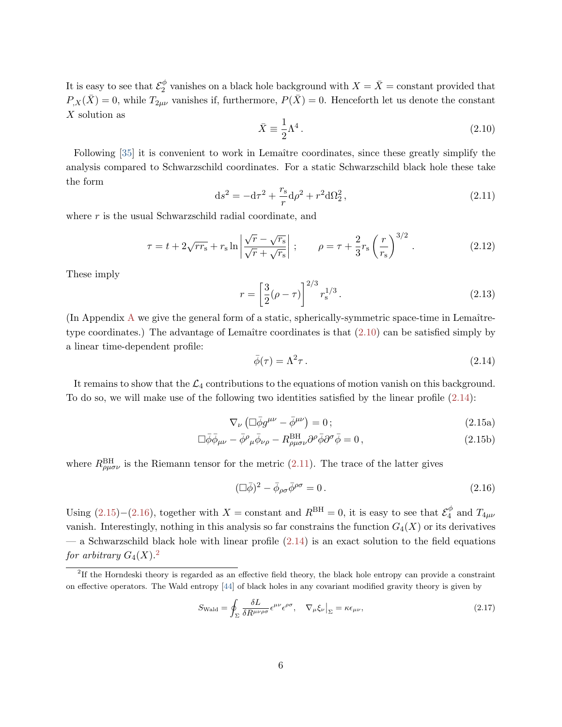It is easy to see that $\mathcal{E}_2^\phi$ vanishes on a black hole background with $X = \bar{X} =$ constant provided that $P_{,X}(\bar{X}) = 0$, while $T_{2\mu\nu}$ vanishes if, furthermore, $P(\bar{X}) = 0$. Henceforth let us denote the constant $X$ solution as

$$\bar{X} \equiv \frac{1}{2}\Lambda^4\,. \tag{2.10}$$

Following [35] it is convenient to work in Lemaître coordinates, since these greatly simplify the analysis compared to Schwarzschild coordinates. For a static Schwarzschild black hole these take the form

$$\mathrm{d}s^2 = -\mathrm{d}\tau^2 + \frac{r_\mathrm{s}}{r}\mathrm{d}\rho^2 + r^2\mathrm{d}\Omega_2^2\,, \tag{2.11}$$

where $r$ is the usual Schwarzschild radial coordinate, and

$$\tau = t + 2\sqrt{r r_\mathrm{s}} + r_\mathrm{s}\ln\left|\frac{\sqrt{r}-\sqrt{r_\mathrm{s}}}{\sqrt{r}+\sqrt{r_\mathrm{s}}}\right|\,; \qquad \rho = \tau + \frac{2}{3}r_\mathrm{s}\left(\frac{r}{r_\mathrm{s}}\right)^{3/2}\,. \tag{2.12}$$

These imply

$$r = \left[\frac{3}{2}(\rho-\tau)\right]^{2/3} r_\mathrm{s}^{1/3}\,. \tag{2.13}$$

(In Appendix A we give the general form of a static, spherically-symmetric space-time in Lemaître-type coordinates.) The advantage of Lemaître coordinates is that (2.10) can be satisfied simply by a linear time-dependent profile:

$$\bar{\phi}(\tau) = \Lambda^2\tau\,. \tag{2.14}$$

It remains to show that the $\mathcal{L}_4$ contributions to the equations of motion vanish on this background. To do so, we will make use of the following two identities satisfied by the linear profile (2.14):

$$\nabla_\nu\left(\Box\bar{\phi}g^{\mu\nu} - \bar{\phi}^{\mu\nu}\right) = 0\,; \tag{2.15a}$$

$$\Box\bar{\phi}\bar{\phi}_{\mu\nu} - \bar{\phi}^\rho{}_\mu\bar{\phi}_{\nu\rho} - R^{\mathrm{BH}}_{\rho\mu\sigma\nu}\partial^\rho\bar{\phi}\partial^\sigma\bar{\phi} = 0\,, \tag{2.15b}$$

where $R^{\mathrm{BH}}_{\rho\mu\sigma\nu}$ is the Riemann tensor for the metric (2.11). The trace of the latter gives

$$(\Box\bar{\phi})^2 - \bar{\phi}_{\rho\sigma}\bar{\phi}^{\rho\sigma} = 0\,. \tag{2.16}$$

Using (2.15)–(2.16), together with $X =$ constant and $R^{\mathrm{BH}} = 0$, it is easy to see that $\mathcal{E}_4^\phi$ and $T_{4\mu\nu}$ vanish. Interestingly, nothing in this analysis so far constrains the function $G_4(X)$ or its derivatives — a Schwarzschild black hole with linear profile (2.14) is an exact solution to the field equations *for arbitrary* $G_4(X)$.[2]

[2] If the Horndeski theory is regarded as an effective field theory, the black hole entropy can provide a constraint on effective operators. The Wald entropy [44] of black holes in any covariant modified gravity theory is given by

$$S_{\mathrm{Wald}} = \oint_\Sigma \frac{\delta L}{\delta R^{\mu\nu\rho\sigma}}\epsilon^{\mu\nu}\epsilon^{\rho\sigma}, \quad \nabla_\mu\xi_\nu\big|_\Sigma = \kappa\epsilon_{\mu\nu}, \tag{2.17}$$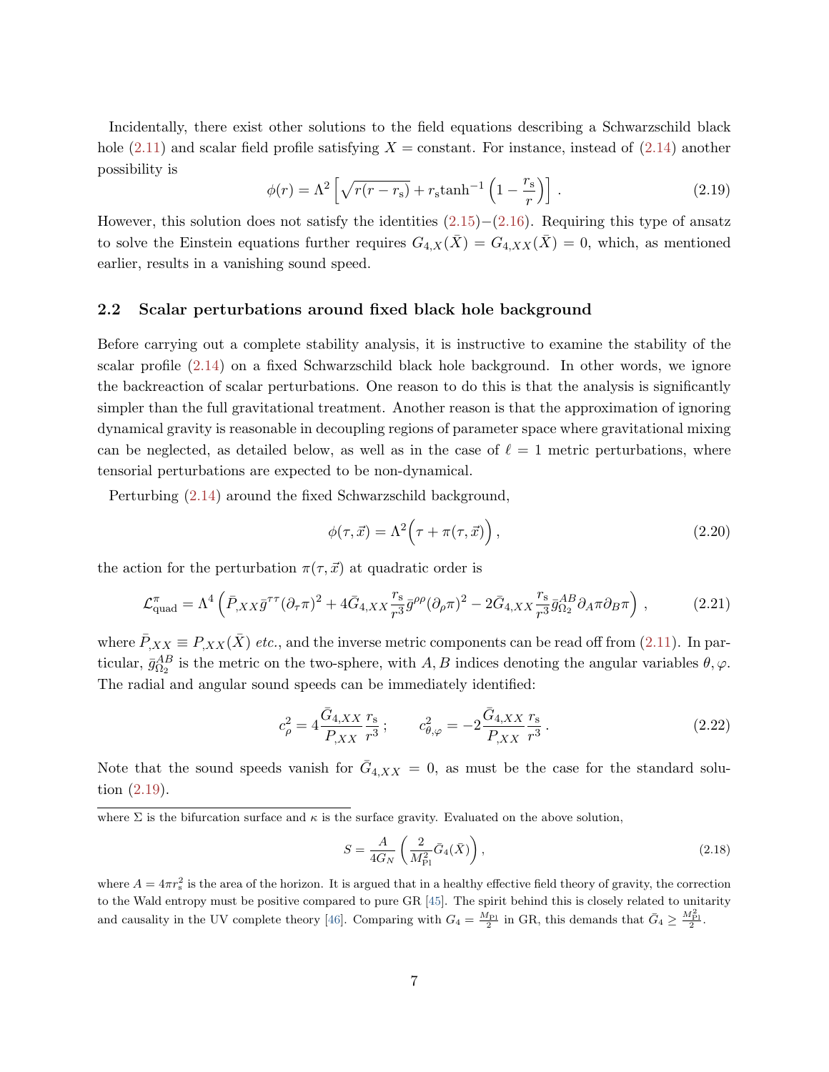Incidentally, there exist other solutions to the field equations describing a Schwarzschild black hole (2.11) and scalar field profile satisfying $X = \text{constant}$. For instance, instead of (2.14) another possibility is

$$\phi(r) = \Lambda^2 \left[ \sqrt{r(r - r_\mathrm{s})} + r_\mathrm{s} \tanh^{-1}\left(1 - \frac{r_\mathrm{s}}{r}\right) \right] . \tag{2.19}$$

However, this solution does not satisfy the identities (2.15)−(2.16). Requiring this type of ansatz to solve the Einstein equations further requires $G_{4,X}(\bar{X}) = G_{4,XX}(\bar{X}) = 0$, which, as mentioned earlier, results in a vanishing sound speed.

### 2.2 Scalar perturbations around fixed black hole background

Before carrying out a complete stability analysis, it is instructive to examine the stability of the scalar profile (2.14) on a fixed Schwarzschild black hole background. In other words, we ignore the backreaction of scalar perturbations. One reason to do this is that the analysis is significantly simpler than the full gravitational treatment. Another reason is that the approximation of ignoring dynamical gravity is reasonable in decoupling regions of parameter space where gravitational mixing can be neglected, as detailed below, as well as in the case of $\ell = 1$ metric perturbations, where tensorial perturbations are expected to be non-dynamical.

Perturbing (2.14) around the fixed Schwarzschild background,

$$\phi(\tau, \vec{x}) = \Lambda^2 \Big( \tau + \pi(\tau, \vec{x}) \Big) , \tag{2.20}$$

the action for the perturbation $\pi(\tau, \vec{x})$ at quadratic order is

$$\mathcal{L}^{\pi}_{\text{quad}} = \Lambda^4 \left( \bar{P}_{,XX} \bar{g}^{\tau\tau} (\partial_\tau \pi)^2 + 4\bar{G}_{4,XX} \frac{r_\mathrm{s}}{r^3} \bar{g}^{\rho\rho} (\partial_\rho \pi)^2 - 2\bar{G}_{4,XX} \frac{r_\mathrm{s}}{r^3} \bar{g}^{AB}_{\Omega_2} \partial_A \pi \partial_B \pi \right) , \tag{2.21}$$

where $\bar{P}_{,XX} \equiv P_{,XX}(\bar{X})$ *etc.*, and the inverse metric components can be read off from (2.11). In particular, $\bar{g}^{AB}_{\Omega_2}$ is the metric on the two-sphere, with $A, B$ indices denoting the angular variables $\theta, \varphi$. The radial and angular sound speeds can be immediately identified:

$$c_\rho^2 = 4 \frac{\bar{G}_{4,XX}}{P_{,XX}} \frac{r_\mathrm{s}}{r^3} ; \qquad c_{\theta,\varphi}^2 = -2 \frac{\bar{G}_{4,XX}}{P_{,XX}} \frac{r_\mathrm{s}}{r^3} . \tag{2.22}$$

Note that the sound speeds vanish for $\bar{G}_{4,XX} = 0$, as must be the case for the standard solution (2.19).

---

where $\Sigma$ is the bifurcation surface and $\kappa$ is the surface gravity. Evaluated on the above solution,

$$S = \frac{A}{4G_N} \left( \frac{2}{M_{\mathrm{Pl}}^2} \bar{G}_4(\bar{X}) \right) , \tag{2.18}$$

where $A = 4\pi r_\mathrm{s}^2$ is the area of the horizon. It is argued that in a healthy effective field theory of gravity, the correction to the Wald entropy must be positive compared to pure GR [45]. The spirit behind this is closely related to unitarity and causality in the UV complete theory [46]. Comparing with $G_4 = \frac{M_{\mathrm{Pl}}}{2}$ in GR, this demands that $\bar{G}_4 \geq \frac{M_{\mathrm{Pl}}^2}{2}$.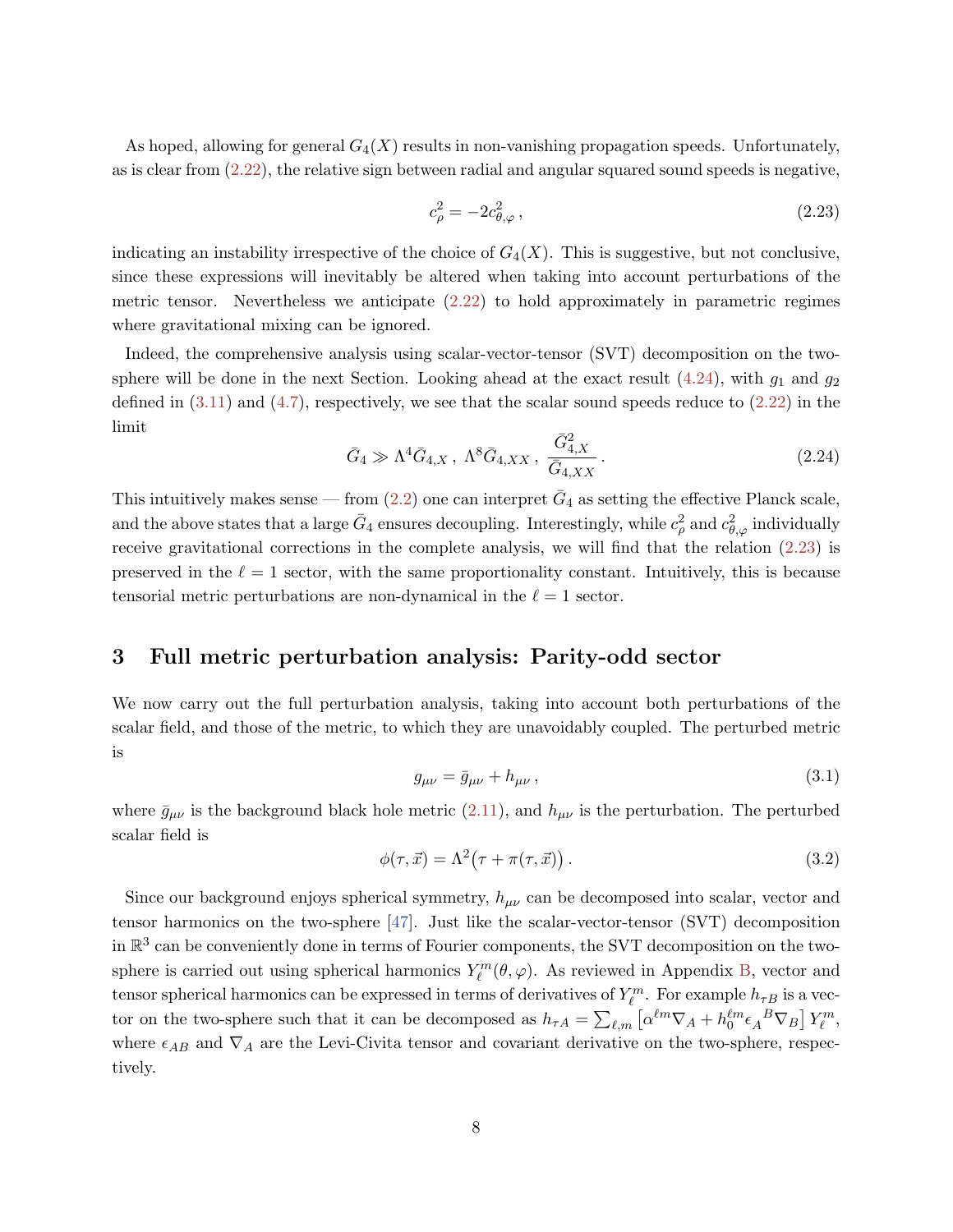As hoped, allowing for general $G_4(X)$ results in non-vanishing propagation speeds. Unfortunately, as is clear from (2.22), the relative sign between radial and angular squared sound speeds is negative,

$$c_\rho^2 = -2c_{\theta,\varphi}^2\,, \tag{2.23}$$

indicating an instability irrespective of the choice of $G_4(X)$. This is suggestive, but not conclusive, since these expressions will inevitably be altered when taking into account perturbations of the metric tensor. Nevertheless we anticipate (2.22) to hold approximately in parametric regimes where gravitational mixing can be ignored.

Indeed, the comprehensive analysis using scalar-vector-tensor (SVT) decomposition on the two-sphere will be done in the next Section. Looking ahead at the exact result (4.24), with $g_1$ and $g_2$ defined in (3.11) and (4.7), respectively, we see that the scalar sound speeds reduce to (2.22) in the limit

$$\bar{G}_4 \gg \Lambda^4 \bar{G}_{4,X}\,,\ \Lambda^8 \bar{G}_{4,XX}\,,\ \frac{\bar{G}_{4,X}^2}{\bar{G}_{4,XX}}\,. \tag{2.24}$$

This intuitively makes sense — from (2.2) one can interpret $\bar{G}_4$ as setting the effective Planck scale, and the above states that a large $\bar{G}_4$ ensures decoupling. Interestingly, while $c_\rho^2$ and $c_{\theta,\varphi}^2$ individually receive gravitational corrections in the complete analysis, we will find that the relation (2.23) is preserved in the $\ell = 1$ sector, with the same proportionality constant. Intuitively, this is because tensorial metric perturbations are non-dynamical in the $\ell = 1$ sector.

# 3 Full metric perturbation analysis: Parity-odd sector

We now carry out the full perturbation analysis, taking into account both perturbations of the scalar field, and those of the metric, to which they are unavoidably coupled. The perturbed metric is

$$g_{\mu\nu} = \bar{g}_{\mu\nu} + h_{\mu\nu}\,, \tag{3.1}$$

where $\bar{g}_{\mu\nu}$ is the background black hole metric (2.11), and $h_{\mu\nu}$ is the perturbation. The perturbed scalar field is

$$\phi(\tau, \vec{x}) = \Lambda^2\big(\tau + \pi(\tau, \vec{x})\big)\,. \tag{3.2}$$

Since our background enjoys spherical symmetry, $h_{\mu\nu}$ can be decomposed into scalar, vector and tensor harmonics on the two-sphere [47]. Just like the scalar-vector-tensor (SVT) decomposition in $\mathbb{R}^3$ can be conveniently done in terms of Fourier components, the SVT decomposition on the two-sphere is carried out using spherical harmonics $Y_\ell^m(\theta, \varphi)$. As reviewed in Appendix B, vector and tensor spherical harmonics can be expressed in terms of derivatives of $Y_\ell^m$. For example $h_{\tau B}$ is a vector on the two-sphere such that it can be decomposed as $h_{\tau A} = \sum_{\ell,m}\left[\alpha^{\ell m}\nabla_A + h_0^{\ell m}\epsilon_A{}^B\nabla_B\right]Y_\ell^m$, where $\epsilon_{AB}$ and $\nabla_A$ are the Levi-Civita tensor and covariant derivative on the two-sphere, respectively.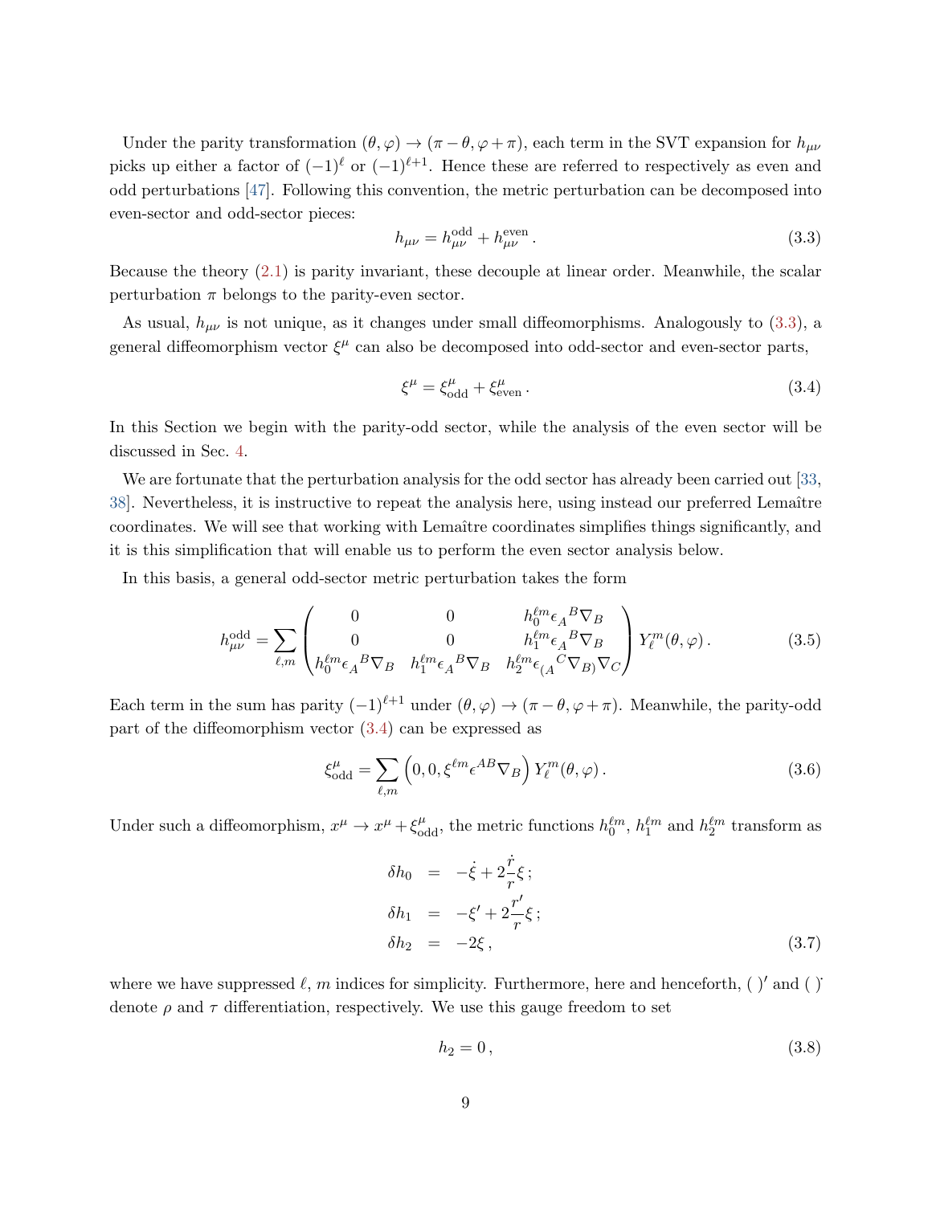Under the parity transformation $(\theta, \varphi) \to (\pi - \theta, \varphi + \pi)$, each term in the SVT expansion for $h_{\mu\nu}$ picks up either a factor of $(-1)^\ell$ or $(-1)^{\ell+1}$. Hence these are referred to respectively as even and odd perturbations [47]. Following this convention, the metric perturbation can be decomposed into even-sector and odd-sector pieces:

$$
h_{\mu\nu} = h_{\mu\nu}^{\rm odd} + h_{\mu\nu}^{\rm even} \,. \tag{3.3}
$$

Because the theory (2.1) is parity invariant, these decouple at linear order. Meanwhile, the scalar perturbation $\pi$ belongs to the parity-even sector.

As usual, $h_{\mu\nu}$ is not unique, as it changes under small diffeomorphisms. Analogously to (3.3), a general diffeomorphism vector $\xi^\mu$ can also be decomposed into odd-sector and even-sector parts,

$$
\xi^\mu = \xi^\mu_{\rm odd} + \xi^\mu_{\rm even} \,. \tag{3.4}
$$

In this Section we begin with the parity-odd sector, while the analysis of the even sector will be discussed in Sec. 4.

We are fortunate that the perturbation analysis for the odd sector has already been carried out [33, 38]. Nevertheless, it is instructive to repeat the analysis here, using instead our preferred Lemaître coordinates. We will see that working with Lemaître coordinates simplifies things significantly, and it is this simplification that will enable us to perform the even sector analysis below.

In this basis, a general odd-sector metric perturbation takes the form

$$
h_{\mu\nu}^{\rm odd} = \sum_{\ell,m} \begin{pmatrix} 0 & 0 & h_0^{\ell m} \epsilon_A{}^B \nabla_B \\ 0 & 0 & h_1^{\ell m} \epsilon_A{}^B \nabla_B \\ h_0^{\ell m} \epsilon_A{}^B \nabla_B & h_1^{\ell m} \epsilon_A{}^B \nabla_B & h_2^{\ell m} \epsilon_{(A}{}^C \nabla_{B)} \nabla_C \end{pmatrix} Y_\ell^m(\theta, \varphi) \,. \tag{3.5}
$$

Each term in the sum has parity $(-1)^{\ell+1}$ under $(\theta, \varphi) \to (\pi - \theta, \varphi + \pi)$. Meanwhile, the parity-odd part of the diffeomorphism vector (3.4) can be expressed as

$$
\xi^\mu_{\rm odd} = \sum_{\ell,m} \Big( 0, 0, \xi^{\ell m} \epsilon^{AB} \nabla_B \Big) Y_\ell^m(\theta, \varphi) \,. \tag{3.6}
$$

Under such a diffeomorphism, $x^\mu \to x^\mu + \xi^\mu_{\rm odd}$, the metric functions $h_0^{\ell m}$, $h_1^{\ell m}$ and $h_2^{\ell m}$ transform as

$$
\begin{aligned}
\delta h_0 &= -\dot{\xi} + 2\frac{\dot{r}}{r}\xi \,; \\
\delta h_1 &= -\xi' + 2\frac{r'}{r}\xi \,; \\
\delta h_2 &= -2\xi \,,
\end{aligned} \tag{3.7}
$$

where we have suppressed $\ell$, $m$ indices for simplicity. Furthermore, here and henceforth, $(\,)'$ and $(\,)^{\cdot}$ denote $\rho$ and $\tau$ differentiation, respectively. We use this gauge freedom to set

$$
h_2 = 0 \,, \tag{3.8}
$$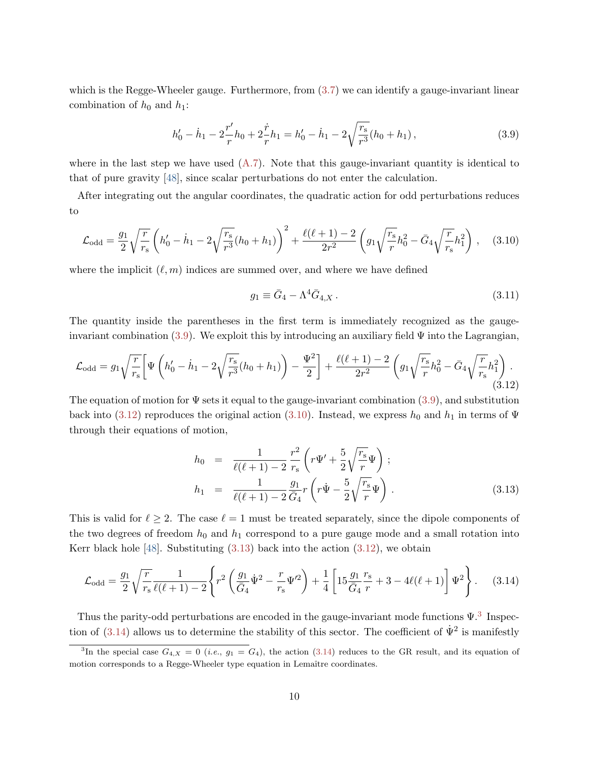which is the Regge-Wheeler gauge. Furthermore, from (3.7) we can identify a gauge-invariant linear combination of $h_0$ and $h_1$:

$$
h_0' - \dot{h}_1 - 2\frac{r'}{r}h_0 + 2\frac{\dot{r}}{r}h_1 = h_0' - \dot{h}_1 - 2\sqrt{\frac{r_{\rm s}}{r^3}}(h_0 + h_1)\,, \tag{3.9}
$$

where in the last step we have used (A.7). Note that this gauge-invariant quantity is identical to that of pure gravity [48], since scalar perturbations do not enter the calculation.

After integrating out the angular coordinates, the quadratic action for odd perturbations reduces to

$$
\mathcal{L}_{\rm odd} = \frac{g_1}{2}\sqrt{\frac{r}{r_{\rm s}}}\left(h_0' - \dot{h}_1 - 2\sqrt{\frac{r_{\rm s}}{r^3}}(h_0 + h_1)\right)^2 + \frac{\ell(\ell+1)-2}{2r^2}\left(g_1\sqrt{\frac{r_{\rm s}}{r}}h_0^2 - \bar{G}_4\sqrt{\frac{r}{r_{\rm s}}}h_1^2\right)\,, \tag{3.10}
$$

where the implicit $(\ell, m)$ indices are summed over, and where we have defined

$$
g_1 \equiv \bar{G}_4 - \Lambda^4 \bar{G}_{4,X}\,. \tag{3.11}
$$

The quantity inside the parentheses in the first term is immediately recognized as the gauge-invariant combination (3.9). We exploit this by introducing an auxiliary field $\Psi$ into the Lagrangian,

$$
\mathcal{L}_{\rm odd} = g_1\sqrt{\frac{r}{r_{\rm s}}}\left[\Psi\left(h_0' - \dot{h}_1 - 2\sqrt{\frac{r_{\rm s}}{r^3}}(h_0 + h_1)\right) - \frac{\Psi^2}{2}\right] + \frac{\ell(\ell+1)-2}{2r^2}\left(g_1\sqrt{\frac{r_{\rm s}}{r}}h_0^2 - \bar{G}_4\sqrt{\frac{r}{r_{\rm s}}}h_1^2\right)\,. \tag{3.12}
$$

The equation of motion for $\Psi$ sets it equal to the gauge-invariant combination (3.9), and substitution back into (3.12) reproduces the original action (3.10). Instead, we express $h_0$ and $h_1$ in terms of $\Psi$ through their equations of motion,

$$
\begin{aligned}
h_0 &= \frac{1}{\ell(\ell+1)-2}\frac{r^2}{r_{\rm s}}\left(r\Psi' + \frac{5}{2}\sqrt{\frac{r_{\rm s}}{r}}\Psi\right)\,;\\
h_1 &= \frac{1}{\ell(\ell+1)-2}\frac{g_1}{\bar{G}_4}r\left(r\dot{\Psi} - \frac{5}{2}\sqrt{\frac{r_{\rm s}}{r}}\Psi\right)\,.
\end{aligned} \tag{3.13}
$$

This is valid for $\ell \geq 2$. The case $\ell = 1$ must be treated separately, since the dipole components of the two degrees of freedom $h_0$ and $h_1$ correspond to a pure gauge mode and a small rotation into Kerr black hole [48]. Substituting (3.13) back into the action (3.12), we obtain

$$
\mathcal{L}_{\rm odd} = \frac{g_1}{2}\sqrt{\frac{r}{r_{\rm s}}}\frac{1}{\ell(\ell+1)-2}\left\{r^2\left(\frac{g_1}{\bar{G}_4}\dot{\Psi}^2 - \frac{r}{r_{\rm s}}\Psi'^2\right) + \frac{1}{4}\left[15\frac{g_1}{\bar{G}_4}\frac{r_{\rm s}}{r} + 3 - 4\ell(\ell+1)\right]\Psi^2\right\}\,. \tag{3.14}
$$

Thus the parity-odd perturbations are encoded in the gauge-invariant mode functions $\Psi$.[3] Inspection of (3.14) allows us to determine the stability of this sector. The coefficient of $\dot{\Psi}^2$ is manifestly

[3] In the special case $G_{4,X} = 0$ (*i.e.*, $g_1 = G_4$), the action (3.14) reduces to the GR result, and its equation of motion corresponds to a Regge-Wheeler type equation in Lemaître coordinates.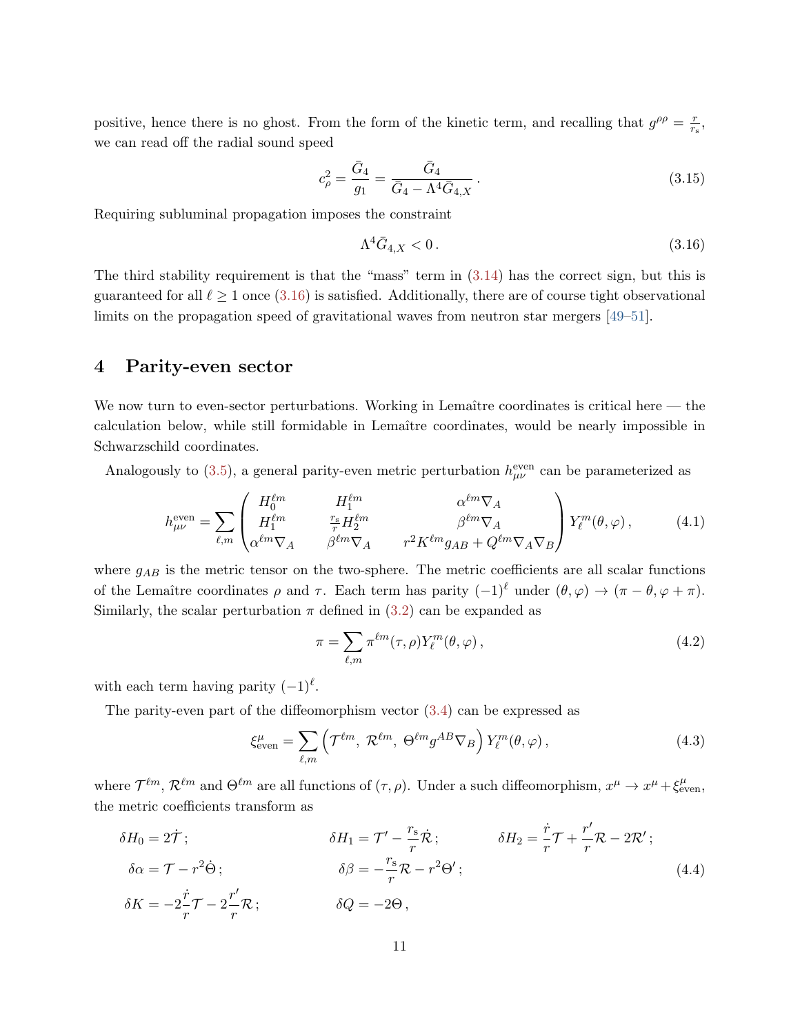positive, hence there is no ghost. From the form of the kinetic term, and recalling that $g^{\rho\rho} = \frac{r}{r_{\rm s}}$, we can read off the radial sound speed

$$c_\rho^2 = \frac{\bar{G}_4}{g_1} = \frac{\bar{G}_4}{\bar{G}_4 - \Lambda^4 \bar{G}_{4,X}} \,. \tag{3.15}$$

Requiring subluminal propagation imposes the constraint

$$\Lambda^4 \bar{G}_{4,X} < 0 \,. \tag{3.16}$$

The third stability requirement is that the "mass" term in (3.14) has the correct sign, but this is guaranteed for all $\ell \geq 1$ once (3.16) is satisfied. Additionally, there are of course tight observational limits on the propagation speed of gravitational waves from neutron star mergers [49–51].

# 4 Parity-even sector

We now turn to even-sector perturbations. Working in Lemaître coordinates is critical here — the calculation below, while still formidable in Lemaître coordinates, would be nearly impossible in Schwarzschild coordinates.

Analogously to (3.5), a general parity-even metric perturbation $h_{\mu\nu}^{\rm even}$ can be parameterized as

$$h_{\mu\nu}^{\rm even} = \sum_{\ell,m} \begin{pmatrix} H_0^{\ell m} & H_1^{\ell m} & \alpha^{\ell m} \nabla_A \\ H_1^{\ell m} & \frac{r_{\rm s}}{r} H_2^{\ell m} & \beta^{\ell m} \nabla_A \\ \alpha^{\ell m} \nabla_A & \beta^{\ell m} \nabla_A & r^2 K^{\ell m} g_{AB} + Q^{\ell m} \nabla_A \nabla_B \end{pmatrix} Y_\ell^m(\theta,\varphi) \,, \tag{4.1}$$

where $g_{AB}$ is the metric tensor on the two-sphere. The metric coefficients are all scalar functions of the Lemaître coordinates $\rho$ and $\tau$. Each term has parity $(-1)^\ell$ under $(\theta,\varphi) \to (\pi-\theta, \varphi+\pi)$. Similarly, the scalar perturbation $\pi$ defined in (3.2) can be expanded as

$$\pi = \sum_{\ell,m} \pi^{\ell m}(\tau,\rho) Y_\ell^m(\theta,\varphi) \,, \tag{4.2}$$

with each term having parity $(-1)^\ell$.

The parity-even part of the diffeomorphism vector (3.4) can be expressed as

$$\xi^\mu_{\rm even} = \sum_{\ell,m} \Big( \mathcal{T}^{\ell m},\, \mathcal{R}^{\ell m},\, \Theta^{\ell m} g^{AB} \nabla_B \Big) Y_\ell^m(\theta,\varphi) \,, \tag{4.3}$$

where $\mathcal{T}^{\ell m}$, $\mathcal{R}^{\ell m}$ and $\Theta^{\ell m}$ are all functions of $(\tau,\rho)$. Under a such diffeomorphism, $x^\mu \to x^\mu + \xi^\mu_{\rm even}$, the metric coefficients transform as

$$\begin{aligned}
&\delta H_0 = 2\dot{\mathcal{T}}\,; && \delta H_1 = \mathcal{T}' - \frac{r_{\rm s}}{r}\dot{\mathcal{R}}\,; && \delta H_2 = \frac{\dot r}{r}\mathcal{T} + \frac{r'}{r}\mathcal{R} - 2\mathcal{R}'\,; \\
&\delta\alpha = \mathcal{T} - r^2\dot\Theta\,; && \delta\beta = -\frac{r_{\rm s}}{r}\mathcal{R} - r^2\Theta'\,; && \\
&\delta K = -2\frac{\dot r}{r}\mathcal{T} - 2\frac{r'}{r}\mathcal{R}\,; && \delta Q = -2\Theta\,, &&
\end{aligned} \tag{4.4}$$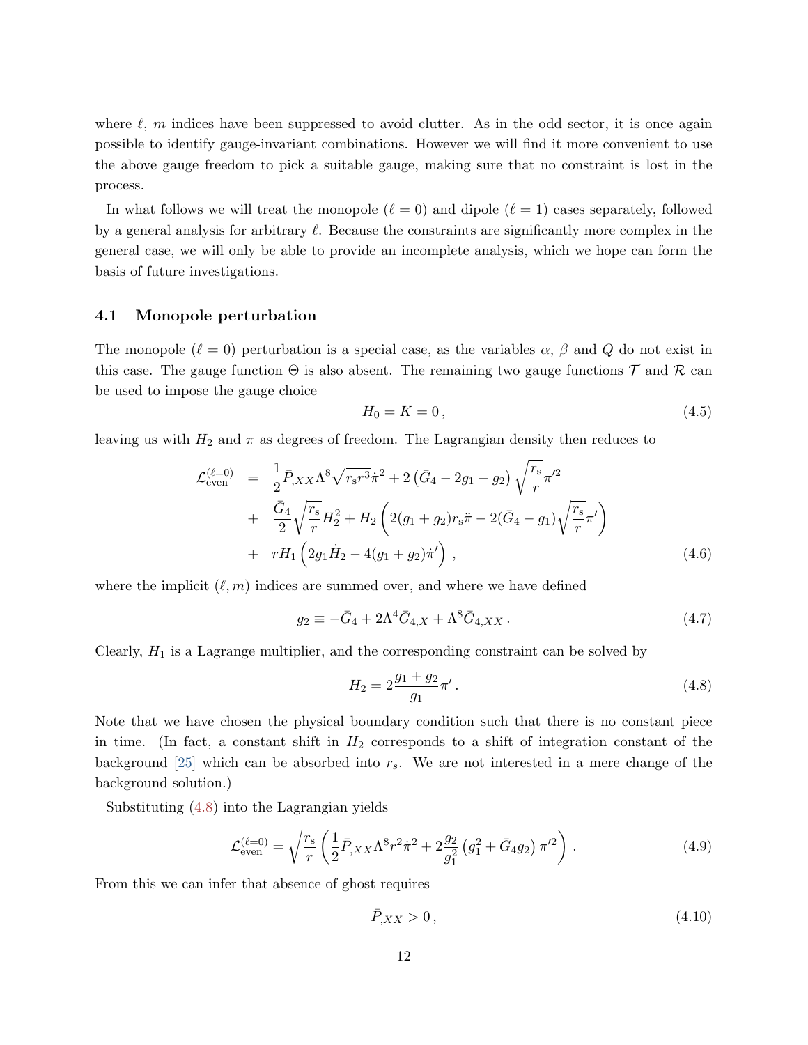where $\ell$, $m$ indices have been suppressed to avoid clutter. As in the odd sector, it is once again possible to identify gauge-invariant combinations. However we will find it more convenient to use the above gauge freedom to pick a suitable gauge, making sure that no constraint is lost in the process.

In what follows we will treat the monopole ($\ell = 0$) and dipole ($\ell = 1$) cases separately, followed by a general analysis for arbitrary $\ell$. Because the constraints are significantly more complex in the general case, we will only be able to provide an incomplete analysis, which we hope can form the basis of future investigations.

### 4.1 Monopole perturbation

The monopole ($\ell = 0$) perturbation is a special case, as the variables $\alpha$, $\beta$ and $Q$ do not exist in this case. The gauge function $\Theta$ is also absent. The remaining two gauge functions $\mathcal{T}$ and $\mathcal{R}$ can be used to impose the gauge choice

$$
H_0 = K = 0\,, \tag{4.5}
$$

leaving us with $H_2$ and $\pi$ as degrees of freedom. The Lagrangian density then reduces to

$$
\begin{aligned}
\mathcal{L}^{(\ell=0)}_{\rm even} \;&=\; \frac{1}{2}\bar{P}_{,XX}\Lambda^8\sqrt{r_{\rm s}r^3}\dot{\pi}^2 + 2\left(\bar{G}_4 - 2g_1 - g_2\right)\sqrt{\frac{r_{\rm s}}{r}}\pi'^2 \\
&+\; \frac{\bar{G}_4}{2}\sqrt{\frac{r_{\rm s}}{r}}H_2^2 + H_2\left(2(g_1+g_2)r_{\rm s}\ddot{\pi} - 2(\bar{G}_4 - g_1)\sqrt{\frac{r_{\rm s}}{r}}\pi'\right) \\
&+\; rH_1\left(2g_1\dot{H}_2 - 4(g_1+g_2)\dot{\pi}'\right)\,,
\end{aligned} \tag{4.6}
$$

where the implicit $(\ell, m)$ indices are summed over, and where we have defined

$$
g_2 \equiv -\bar{G}_4 + 2\Lambda^4\bar{G}_{4,X} + \Lambda^8\bar{G}_{4,XX}\,. \tag{4.7}
$$

Clearly, $H_1$ is a Lagrange multiplier, and the corresponding constraint can be solved by

$$
H_2 = 2\frac{g_1+g_2}{g_1}\pi'\,. \tag{4.8}
$$

Note that we have chosen the physical boundary condition such that there is no constant piece in time. (In fact, a constant shift in $H_2$ corresponds to a shift of integration constant of the background [25] which can be absorbed into $r_s$. We are not interested in a mere change of the background solution.)

Substituting (4.8) into the Lagrangian yields

$$
\mathcal{L}^{(\ell=0)}_{\rm even} = \sqrt{\frac{r_{\rm s}}{r}}\left(\frac{1}{2}\bar{P}_{,XX}\Lambda^8 r^2\dot{\pi}^2 + 2\frac{g_2}{g_1^2}\left(g_1^2 + \bar{G}_4 g_2\right)\pi'^2\right)\,. \tag{4.9}
$$

From this we can infer that absence of ghost requires

$$
\bar{P}_{,XX} > 0\,, \tag{4.10}
$$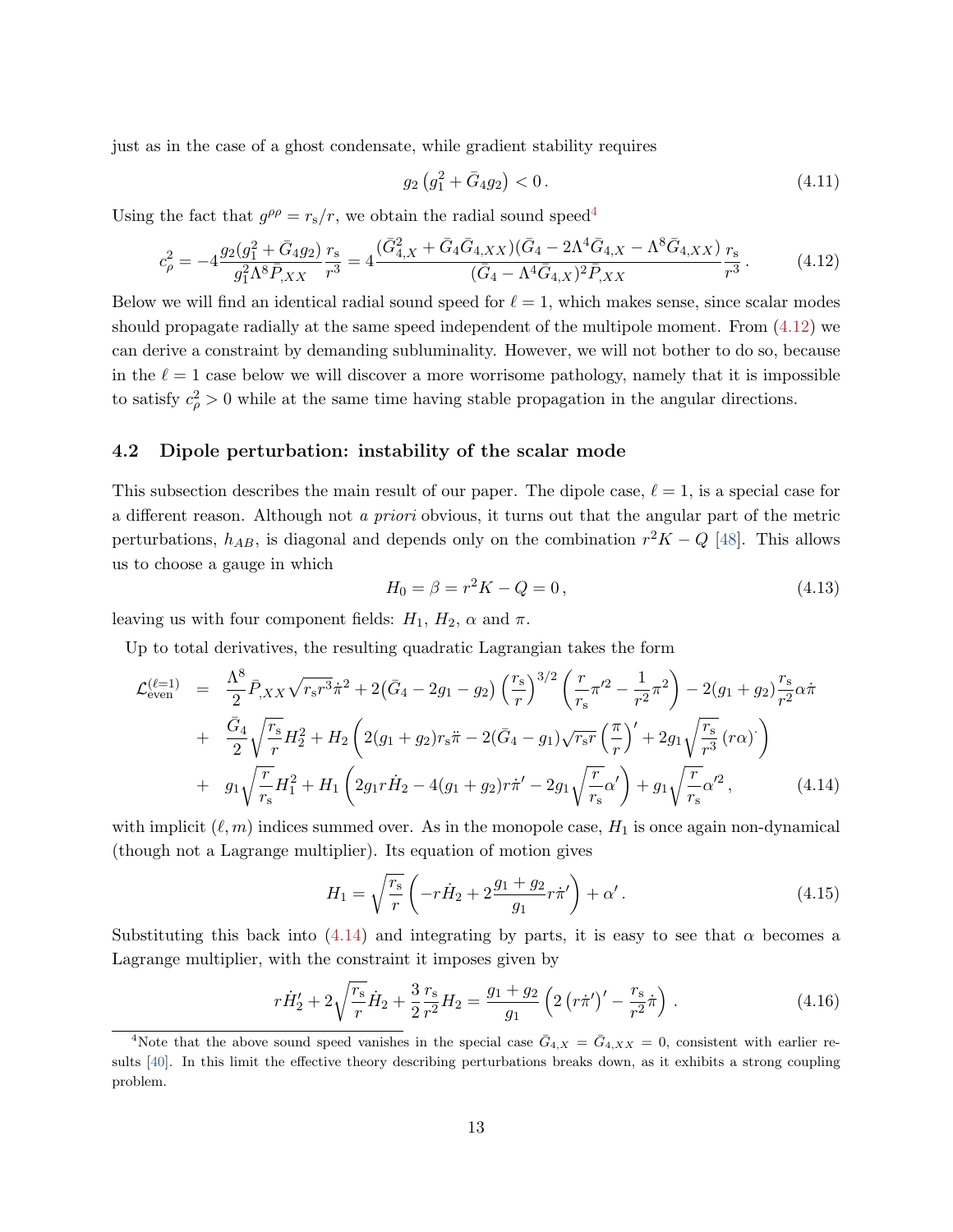just as in the case of a ghost condensate, while gradient stability requires

$$
g_2 \left(g_1^2 + \bar{G}_4 g_2\right) < 0 \,. \tag{4.11}
$$

Using the fact that $g^{\rho\rho} = r_{\rm s}/r$, we obtain the radial sound speed[4]

$$
c_\rho^2 = -4 \frac{g_2(g_1^2 + \bar{G}_4 g_2)}{g_1^2 \Lambda^8 \bar{P}_{,XX}} \frac{r_{\rm s}}{r^3} = 4 \frac{(\bar{G}_{4,X}^2 + \bar{G}_4 \bar{G}_{4,XX})(\bar{G}_4 - 2\Lambda^4 \bar{G}_{4,X} - \Lambda^8 \bar{G}_{4,XX})}{(\bar{G}_4 - \Lambda^4 \bar{G}_{4,X})^2 \bar{P}_{,XX}} \frac{r_{\rm s}}{r^3} \,. \tag{4.12}
$$

Below we will find an identical radial sound speed for $\ell = 1$, which makes sense, since scalar modes should propagate radially at the same speed independent of the multipole moment. From (4.12) we can derive a constraint by demanding subluminality. However, we will not bother to do so, because in the $\ell = 1$ case below we will discover a more worrisome pathology, namely that it is impossible to satisfy $c_\rho^2 > 0$ while at the same time having stable propagation in the angular directions.

### 4.2 Dipole perturbation: instability of the scalar mode

This subsection describes the main result of our paper. The dipole case, $\ell = 1$, is a special case for a different reason. Although not *a priori* obvious, it turns out that the angular part of the metric perturbations, $h_{AB}$, is diagonal and depends only on the combination $r^2 K - Q$ [48]. This allows us to choose a gauge in which

$$
H_0 = \beta = r^2 K - Q = 0 \,, \tag{4.13}
$$

leaving us with four component fields: $H_1$, $H_2$, $\alpha$ and $\pi$.

Up to total derivatives, the resulting quadratic Lagrangian takes the form

$$
\begin{aligned}
\mathcal{L}_{\rm even}^{(\ell=1)} \;=\;& \frac{\Lambda^8}{2} \bar{P}_{,XX} \sqrt{r_{\rm s} r^3} \dot{\pi}^2 + 2(\bar{G}_4 - 2g_1 - g_2) \left(\frac{r_{\rm s}}{r}\right)^{3/2} \left(\frac{r}{r_{\rm s}} \pi'^2 - \frac{1}{r^2}\pi^2\right) - 2(g_1 + g_2) \frac{r_{\rm s}}{r^2} \alpha \dot{\pi} \\
&+ \frac{\bar{G}_4}{2} \sqrt{\frac{r_{\rm s}}{r}} H_2^2 + H_2 \left(2(g_1 + g_2) r_{\rm s} \ddot{\pi} - 2(\bar{G}_4 - g_1)\sqrt{r_{\rm s} r} \left(\frac{\pi}{r}\right)' + 2g_1 \sqrt{\frac{r_{\rm s}}{r^3}} \left(r\alpha\right)^{\boldsymbol{\cdot}}\right) \\
&+ g_1 \sqrt{\frac{r}{r_{\rm s}}} H_1^2 + H_1 \left(2g_1 r \dot{H}_2 - 4(g_1 + g_2) r \dot{\pi}' - 2g_1 \sqrt{\frac{r}{r_{\rm s}}} \alpha'\right) + g_1 \sqrt{\frac{r}{r_{\rm s}}} \alpha'^2 \,,
\end{aligned} \tag{4.14}
$$

with implicit $(\ell, m)$ indices summed over. As in the monopole case, $H_1$ is once again non-dynamical (though not a Lagrange multiplier). Its equation of motion gives

$$
H_1 = \sqrt{\frac{r_{\rm s}}{r}} \left(-r \dot{H}_2 + 2 \frac{g_1 + g_2}{g_1} r \dot{\pi}'\right) + \alpha' \,. \tag{4.15}
$$

Substituting this back into (4.14) and integrating by parts, it is easy to see that $\alpha$ becomes a Lagrange multiplier, with the constraint it imposes given by

$$
r \dot{H}_2' + 2\sqrt{\frac{r_{\rm s}}{r}} \dot{H}_2 + \frac{3}{2} \frac{r_{\rm s}}{r^2} H_2 = \frac{g_1 + g_2}{g_1} \left(2\left(r\dot{\pi}'\right)' - \frac{r_{\rm s}}{r^2} \dot{\pi}\right) \,. \tag{4.16}
$$

---

[4] Note that the above sound speed vanishes in the special case $\bar{G}_{4,X} = \bar{G}_{4,XX} = 0$, consistent with earlier results [40]. In this limit the effective theory describing perturbations breaks down, as it exhibits a strong coupling problem.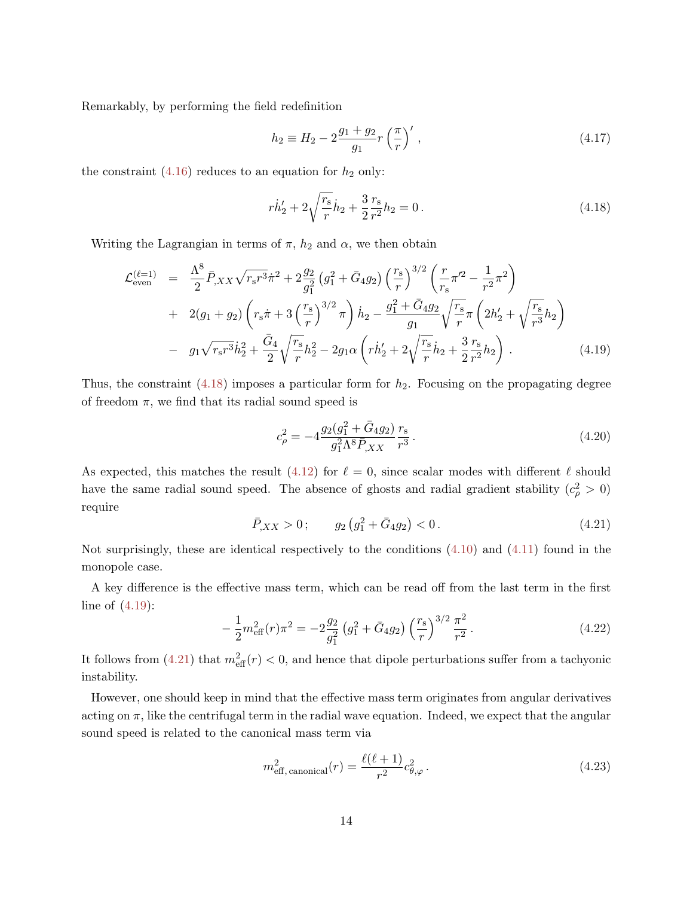Remarkably, by performing the field redefinition

$$
h_2 \equiv H_2 - 2\frac{g_1+g_2}{g_1} r \left(\frac{\pi}{r}\right)' , \tag{4.17}
$$

the constraint (4.16) reduces to an equation for $h_2$ only:

$$
r\dot{h}_2' + 2\sqrt{\frac{r_\mathrm{s}}{r}}\dot{h}_2 + \frac{3}{2}\frac{r_\mathrm{s}}{r^2}h_2 = 0 . \tag{4.18}
$$

Writing the Lagrangian in terms of $\pi$, $h_2$ and $\alpha$, we then obtain

$$
\begin{aligned}
\mathcal{L}^{(\ell=1)}_{\rm even} \;=\;& \frac{\Lambda^8}{2}\bar{P}_{,XX}\sqrt{r_\mathrm{s} r^3}\dot{\pi}^2 + 2\frac{g_2}{g_1^2}\left(g_1^2+\bar{G}_4 g_2\right)\left(\frac{r_\mathrm{s}}{r}\right)^{3/2}\left(\frac{r}{r_\mathrm{s}}\pi'^2 - \frac{1}{r^2}\pi^2\right) \\
&+\; 2(g_1+g_2)\left(r_\mathrm{s}\dot{\pi} + 3\left(\frac{r_\mathrm{s}}{r}\right)^{3/2}\pi\right)\dot{h}_2 - \frac{g_1^2+\bar{G}_4 g_2}{g_1}\sqrt{\frac{r_\mathrm{s}}{r}}\pi\left(2h_2' + \sqrt{\frac{r_\mathrm{s}}{r^3}}h_2\right) \\
&-\; g_1\sqrt{r_\mathrm{s} r^3}\dot{h}_2^2 + \frac{\bar{G}_4}{2}\sqrt{\frac{r_\mathrm{s}}{r}}h_2^2 - 2g_1\alpha\left(r\dot{h}_2' + 2\sqrt{\frac{r_\mathrm{s}}{r}}\dot{h}_2 + \frac{3}{2}\frac{r_\mathrm{s}}{r^2}h_2\right) .
\end{aligned} \tag{4.19}
$$

Thus, the constraint (4.18) imposes a particular form for $h_2$. Focusing on the propagating degree of freedom $\pi$, we find that its radial sound speed is

$$
c_\rho^2 = -4\frac{g_2(g_1^2+\bar{G}_4 g_2)}{g_1^2\Lambda^8\bar{P}_{,XX}}\frac{r_\mathrm{s}}{r^3} . \tag{4.20}
$$

As expected, this matches the result (4.12) for $\ell=0$, since scalar modes with different $\ell$ should have the same radial sound speed. The absence of ghosts and radial gradient stability ($c_\rho^2>0$) require

$$
\bar{P}_{,XX} > 0 ; \qquad g_2\left(g_1^2+\bar{G}_4 g_2\right) < 0 . \tag{4.21}
$$

Not surprisingly, these are identical respectively to the conditions (4.10) and (4.11) found in the monopole case.

A key difference is the effective mass term, which can be read off from the last term in the first line of (4.19):

$$
-\frac{1}{2}m^2_{\rm eff}(r)\pi^2 = -2\frac{g_2}{g_1^2}\left(g_1^2+\bar{G}_4 g_2\right)\left(\frac{r_\mathrm{s}}{r}\right)^{3/2}\frac{\pi^2}{r^2} . \tag{4.22}
$$

It follows from (4.21) that $m^2_{\rm eff}(r)<0$, and hence that dipole perturbations suffer from a tachyonic instability.

However, one should keep in mind that the effective mass term originates from angular derivatives acting on $\pi$, like the centrifugal term in the radial wave equation. Indeed, we expect that the angular sound speed is related to the canonical mass term via

$$
m^2_{\rm eff,\,canonical}(r) = \frac{\ell(\ell+1)}{r^2}c^2_{\theta,\varphi} . \tag{4.23}
$$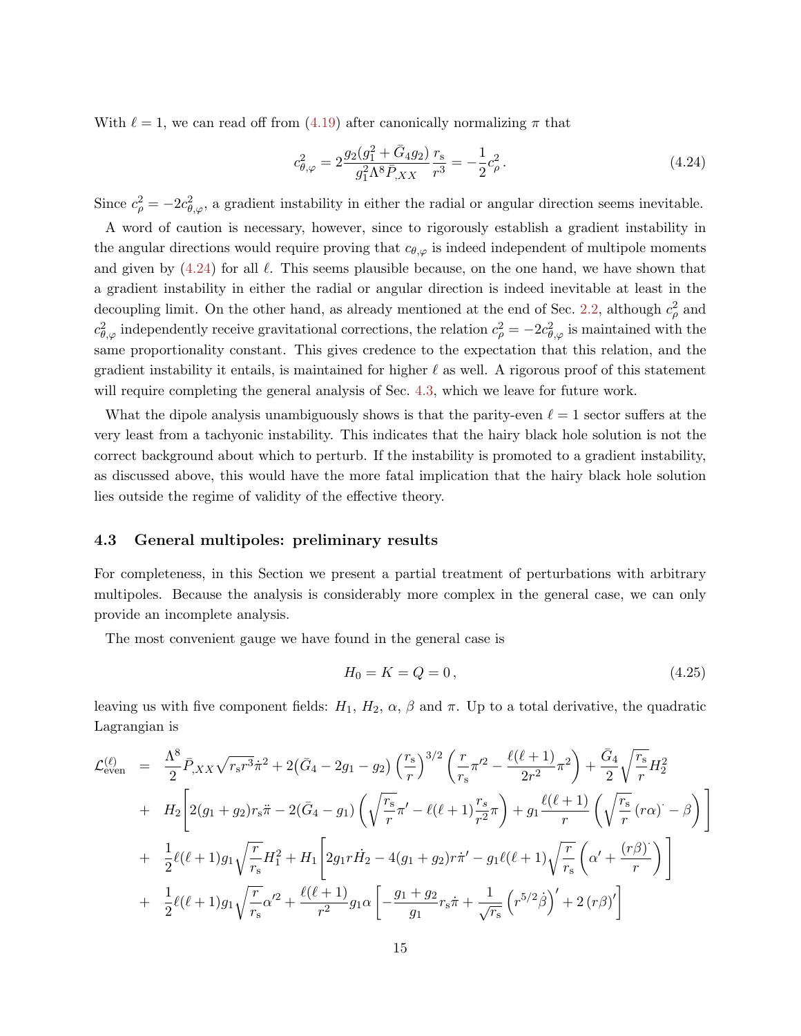With $\ell = 1$, we can read off from (4.19) after canonically normalizing $\pi$ that

$$
c^2_{\theta,\varphi} = 2\frac{g_2(g_1^2 + \bar{G}_4 g_2)}{g_1^2 \Lambda^8 \bar{P}_{,XX}} \frac{r_{\rm s}}{r^3} = -\frac{1}{2} c_\rho^2 \,. \tag{4.24}
$$

Since $c_\rho^2 = -2c^2_{\theta,\varphi}$, a gradient instability in either the radial or angular direction seems inevitable.

A word of caution is necessary, however, since to rigorously establish a gradient instability in the angular directions would require proving that $c_{\theta,\varphi}$ is indeed independent of multipole moments and given by (4.24) for all $\ell$. This seems plausible because, on the one hand, we have shown that a gradient instability in either the radial or angular direction is indeed inevitable at least in the decoupling limit. On the other hand, as already mentioned at the end of Sec. 2.2, although $c_\rho^2$ and $c^2_{\theta,\varphi}$ independently receive gravitational corrections, the relation $c_\rho^2 = -2c^2_{\theta,\varphi}$ is maintained with the same proportionality constant. This gives credence to the expectation that this relation, and the gradient instability it entails, is maintained for higher $\ell$ as well. A rigorous proof of this statement will require completing the general analysis of Sec. 4.3, which we leave for future work.

What the dipole analysis unambiguously shows is that the parity-even $\ell = 1$ sector suffers at the very least from a tachyonic instability. This indicates that the hairy black hole solution is not the correct background about which to perturb. If the instability is promoted to a gradient instability, as discussed above, this would have the more fatal implication that the hairy black hole solution lies outside the regime of validity of the effective theory.

### 4.3 General multipoles: preliminary results

For completeness, in this Section we present a partial treatment of perturbations with arbitrary multipoles. Because the analysis is considerably more complex in the general case, we can only provide an incomplete analysis.

The most convenient gauge we have found in the general case is

$$
H_0 = K = Q = 0\,, \tag{4.25}
$$

leaving us with five component fields: $H_1$, $H_2$, $\alpha$, $\beta$ and $\pi$. Up to a total derivative, the quadratic Lagrangian is

$$
\begin{aligned}
\mathcal{L}^{(\ell)}_{\rm even} \;=\;& \frac{\Lambda^8}{2}\bar{P}_{,XX}\sqrt{r_{\rm s}r^3}\,\dot{\pi}^2 + 2\big(\bar{G}_4 - 2g_1 - g_2\big)\left(\frac{r_{\rm s}}{r}\right)^{3/2}\left(\frac{r}{r_{\rm s}}\pi'^2 - \frac{\ell(\ell+1)}{2r^2}\pi^2\right) + \frac{\bar{G}_4}{2}\sqrt{\frac{r_{\rm s}}{r}}H_2^2 \\
&+\; H_2\left[2(g_1+g_2)r_{\rm s}\ddot{\pi} - 2(\bar{G}_4 - g_1)\left(\sqrt{\frac{r_{\rm s}}{r}}\pi' - \ell(\ell+1)\frac{r_s}{r^2}\pi\right) + g_1\frac{\ell(\ell+1)}{r}\left(\sqrt{\frac{r_{\rm s}}{r}}\,(r\alpha)^{\cdot} - \beta\right)\right] \\
&+\; \frac{1}{2}\ell(\ell+1)g_1\sqrt{\frac{r}{r_{\rm s}}}H_1^2 + H_1\left[2g_1 r\dot{H}_2 - 4(g_1+g_2)r\dot{\pi}' - g_1\ell(\ell+1)\sqrt{\frac{r}{r_{\rm s}}}\left(\alpha' + \frac{(r\beta)^{\cdot}}{r}\right)\right] \\
&+\; \frac{1}{2}\ell(\ell+1)g_1\sqrt{\frac{r}{r_{\rm s}}}\alpha'^2 + \frac{\ell(\ell+1)}{r^2}g_1\alpha\left[-\frac{g_1+g_2}{g_1}r_{\rm s}\dot{\pi} + \frac{1}{\sqrt{r_{\rm s}}}\left(r^{5/2}\dot{\beta}\right)' + 2\,(r\beta)'\right]
\end{aligned}
$$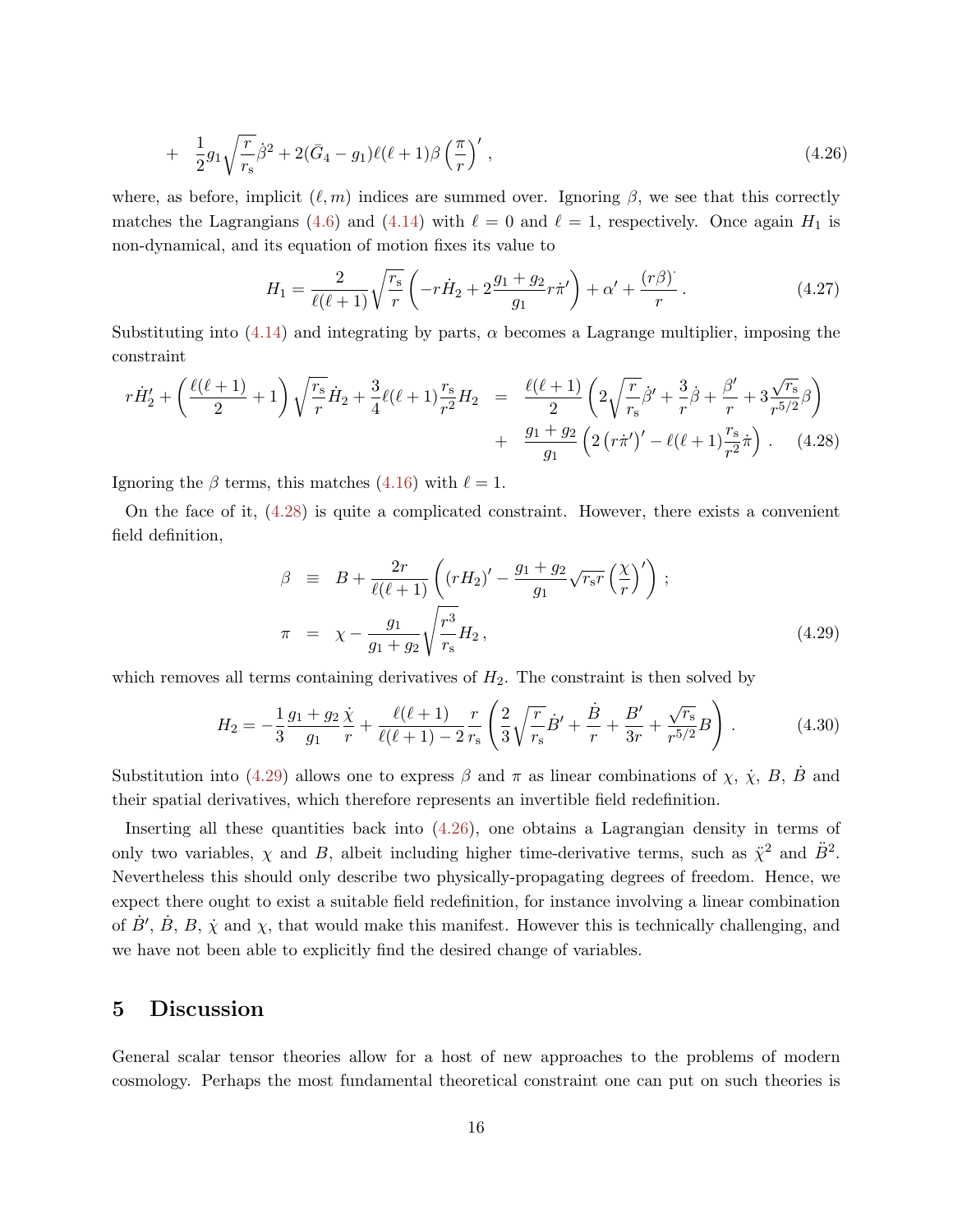$$
+ \quad \frac{1}{2} g_1 \sqrt{\frac{r}{r_{\rm s}}} \dot{\beta}^2 + 2(\bar{G}_4 - g_1)\ell(\ell+1)\beta \left(\frac{\pi}{r}\right)' \,, \tag{4.26}
$$

where, as before, implicit $(\ell, m)$ indices are summed over. Ignoring $\beta$, we see that this correctly matches the Lagrangians (4.6) and (4.14) with $\ell = 0$ and $\ell = 1$, respectively. Once again $H_1$ is non-dynamical, and its equation of motion fixes its value to

$$
H_1 = \frac{2}{\ell(\ell+1)} \sqrt{\frac{r_{\rm s}}{r}} \left( -r\dot{H}_2 + 2\frac{g_1 + g_2}{g_1} r\dot{\pi}' \right) + \alpha' + \frac{(r\beta)^{\cdot}}{r} \,. \tag{4.27}
$$

Substituting into (4.14) and integrating by parts, $\alpha$ becomes a Lagrange multiplier, imposing the constraint

$$
\begin{aligned}
r\dot{H}_2' + \left(\frac{\ell(\ell+1)}{2} + 1\right)\sqrt{\frac{r_{\rm s}}{r}}\dot{H}_2 + \frac{3}{4}\ell(\ell+1)\frac{r_{\rm s}}{r^2}H_2 \quad &= \quad \frac{\ell(\ell+1)}{2}\left(2\sqrt{\frac{r}{r_{\rm s}}}\dot{\beta}' + \frac{3}{r}\dot{\beta} + \frac{\beta'}{r} + 3\frac{\sqrt{r_{\rm s}}}{r^{5/2}}\beta\right) \\
&+ \quad \frac{g_1 + g_2}{g_1}\left(2\left(r\dot{\pi}'\right)' - \ell(\ell+1)\frac{r_{\rm s}}{r^2}\dot{\pi}\right) \,. 
\end{aligned} \tag{4.28}
$$

Ignoring the $\beta$ terms, this matches (4.16) with $\ell = 1$.

On the face of it, (4.28) is quite a complicated constraint. However, there exists a convenient field definition,

$$
\begin{aligned}
\beta \quad &\equiv \quad B + \frac{2r}{\ell(\ell+1)}\left((rH_2)' - \frac{g_1 + g_2}{g_1}\sqrt{r_{\rm s} r}\left(\frac{\chi}{r}\right)'\right) \,; \\
\pi \quad &= \quad \chi - \frac{g_1}{g_1 + g_2}\sqrt{\frac{r^3}{r_{\rm s}}}H_2 \,,
\end{aligned} \tag{4.29}
$$

which removes all terms containing derivatives of $H_2$. The constraint is then solved by

$$
H_2 = -\frac{1}{3}\frac{g_1 + g_2}{g_1}\frac{\dot{\chi}}{r} + \frac{\ell(\ell+1)}{\ell(\ell+1) - 2}\frac{r}{r_{\rm s}}\left(\frac{2}{3}\sqrt{\frac{r}{r_{\rm s}}}\dot{B}' + \frac{\dot{B}}{r} + \frac{B'}{3r} + \frac{\sqrt{r_{\rm s}}}{r^{5/2}}B\right) \,. \tag{4.30}
$$

Substitution into (4.29) allows one to express $\beta$ and $\pi$ as linear combinations of $\chi$, $\dot{\chi}$, $B$, $\dot{B}$ and their spatial derivatives, which therefore represents an invertible field redefinition.

Inserting all these quantities back into (4.26), one obtains a Lagrangian density in terms of only two variables, $\chi$ and $B$, albeit including higher time-derivative terms, such as $\ddot{\chi}^2$ and $\ddot{B}^2$. Nevertheless this should only describe two physically-propagating degrees of freedom. Hence, we expect there ought to exist a suitable field redefinition, for instance involving a linear combination of $\dot{B}'$, $\dot{B}$, $B$, $\dot{\chi}$ and $\chi$, that would make this manifest. However this is technically challenging, and we have not been able to explicitly find the desired change of variables.

## 5 Discussion

General scalar tensor theories allow for a host of new approaches to the problems of modern cosmology. Perhaps the most fundamental theoretical constraint one can put on such theories is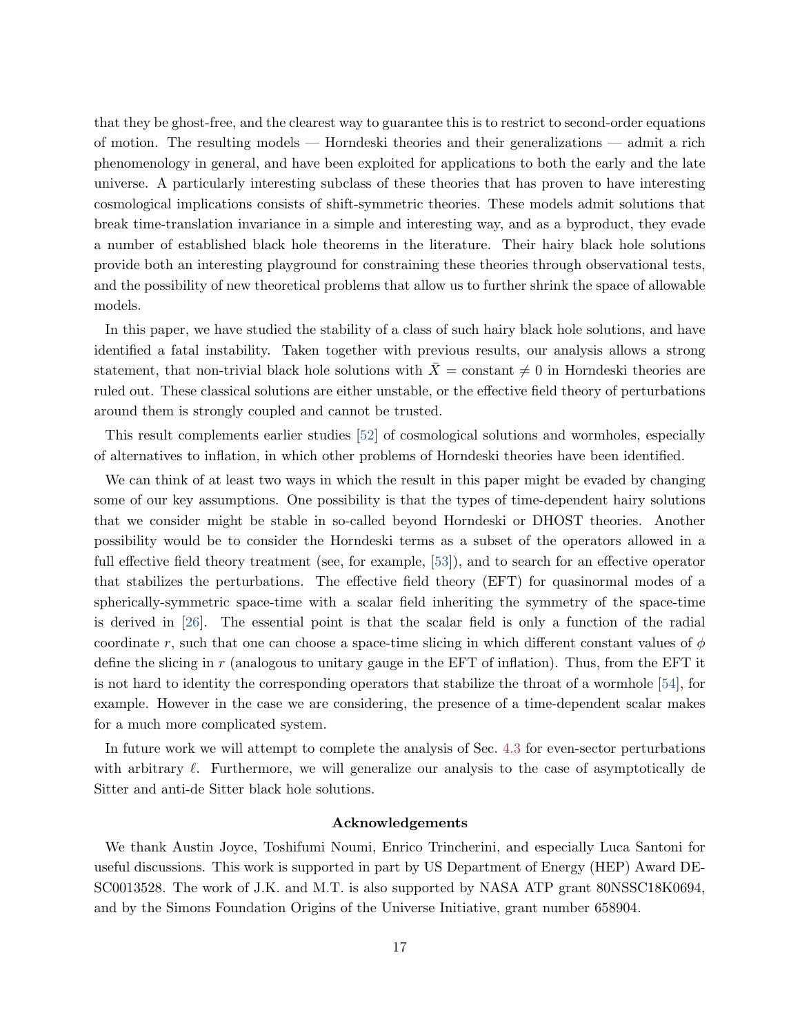that they be ghost-free, and the clearest way to guarantee this is to restrict to second-order equations of motion. The resulting models — Horndeski theories and their generalizations — admit a rich phenomenology in general, and have been exploited for applications to both the early and the late universe. A particularly interesting subclass of these theories that has proven to have interesting cosmological implications consists of shift-symmetric theories. These models admit solutions that break time-translation invariance in a simple and interesting way, and as a byproduct, they evade a number of established black hole theorems in the literature. Their hairy black hole solutions provide both an interesting playground for constraining these theories through observational tests, and the possibility of new theoretical problems that allow us to further shrink the space of allowable models.

In this paper, we have studied the stability of a class of such hairy black hole solutions, and have identified a fatal instability. Taken together with previous results, our analysis allows a strong statement, that non-trivial black hole solutions with $\bar{X} = \text{constant} \neq 0$ in Horndeski theories are ruled out. These classical solutions are either unstable, or the effective field theory of perturbations around them is strongly coupled and cannot be trusted.

This result complements earlier studies [52] of cosmological solutions and wormholes, especially of alternatives to inflation, in which other problems of Horndeski theories have been identified.

We can think of at least two ways in which the result in this paper might be evaded by changing some of our key assumptions. One possibility is that the types of time-dependent hairy solutions that we consider might be stable in so-called beyond Horndeski or DHOST theories. Another possibility would be to consider the Horndeski terms as a subset of the operators allowed in a full effective field theory treatment (see, for example, [53]), and to search for an effective operator that stabilizes the perturbations. The effective field theory (EFT) for quasinormal modes of a spherically-symmetric space-time with a scalar field inheriting the symmetry of the space-time is derived in [26]. The essential point is that the scalar field is only a function of the radial coordinate $r$, such that one can choose a space-time slicing in which different constant values of $\phi$ define the slicing in $r$ (analogous to unitary gauge in the EFT of inflation). Thus, from the EFT it is not hard to identity the corresponding operators that stabilize the throat of a wormhole [54], for example. However in the case we are considering, the presence of a time-dependent scalar makes for a much more complicated system.

In future work we will attempt to complete the analysis of Sec. 4.3 for even-sector perturbations with arbitrary $\ell$. Furthermore, we will generalize our analysis to the case of asymptotically de Sitter and anti-de Sitter black hole solutions.

### Acknowledgements

We thank Austin Joyce, Toshifumi Noumi, Enrico Trincherini, and especially Luca Santoni for useful discussions. This work is supported in part by US Department of Energy (HEP) Award DE-SC0013528. The work of J.K. and M.T. is also supported by NASA ATP grant 80NSSC18K0694, and by the Simons Foundation Origins of the Universe Initiative, grant number 658904.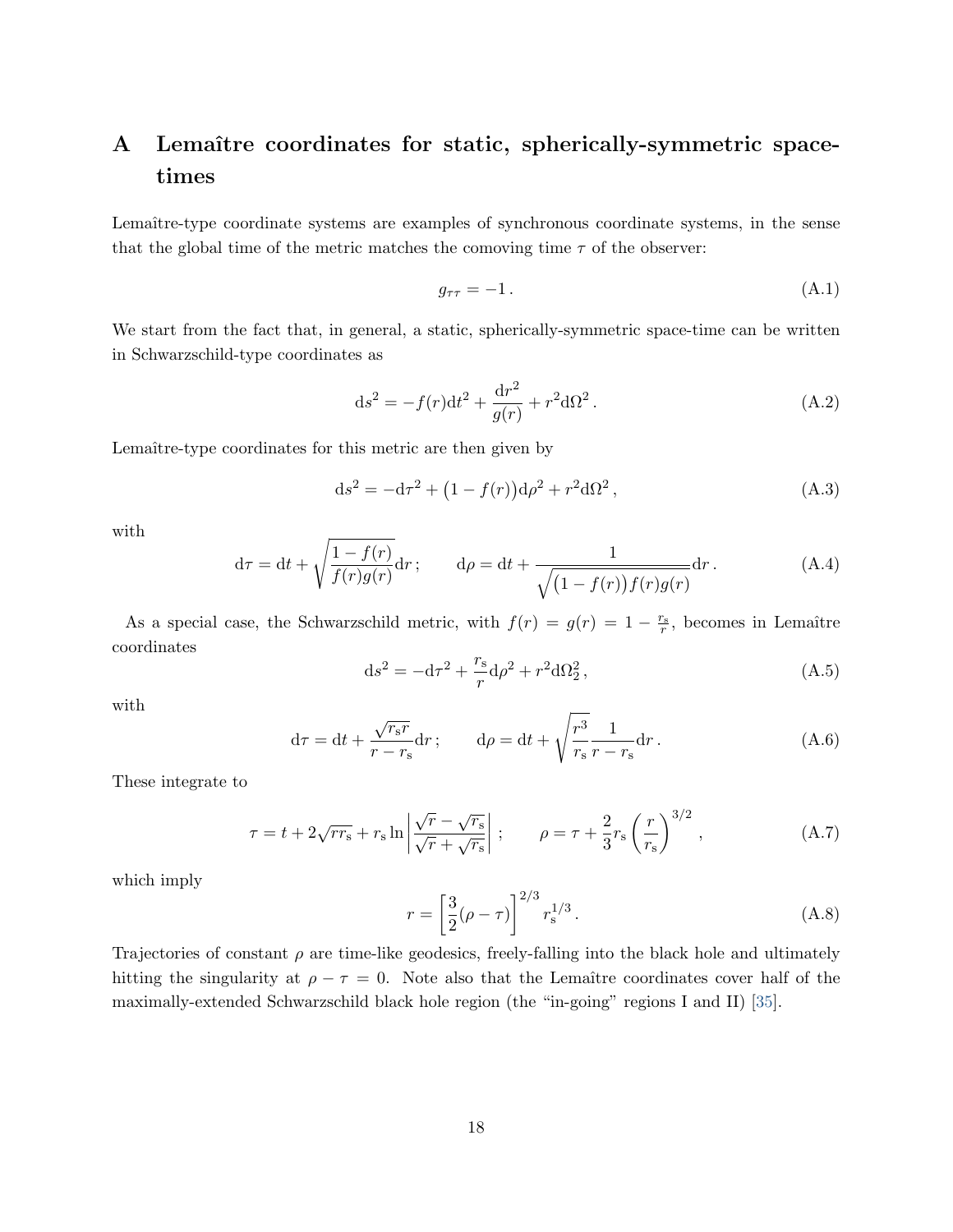# A Lemaître coordinates for static, spherically-symmetric space-times

Lemaître-type coordinate systems are examples of synchronous coordinate systems, in the sense that the global time of the metric matches the comoving time $\tau$ of the observer:

$$g_{\tau\tau} = -1\,. \tag{A.1}$$

We start from the fact that, in general, a static, spherically-symmetric space-time can be written in Schwarzschild-type coordinates as

$$\mathrm{d}s^2 = -f(r)\mathrm{d}t^2 + \frac{\mathrm{d}r^2}{g(r)} + r^2\mathrm{d}\Omega^2\,. \tag{A.2}$$

Lemaître-type coordinates for this metric are then given by

$$\mathrm{d}s^2 = -\mathrm{d}\tau^2 + \big(1 - f(r)\big)\mathrm{d}\rho^2 + r^2\mathrm{d}\Omega^2\,, \tag{A.3}$$

with

$$\mathrm{d}\tau = \mathrm{d}t + \sqrt{\frac{1-f(r)}{f(r)g(r)}}\mathrm{d}r\,; \qquad \mathrm{d}\rho = \mathrm{d}t + \frac{1}{\sqrt{\big(1-f(r)\big)f(r)g(r)}}\mathrm{d}r\,. \tag{A.4}$$

As a special case, the Schwarzschild metric, with $f(r) = g(r) = 1 - \frac{r_\mathrm{s}}{r}$, becomes in Lemaître coordinates

$$\mathrm{d}s^2 = -\mathrm{d}\tau^2 + \frac{r_\mathrm{s}}{r}\mathrm{d}\rho^2 + r^2\mathrm{d}\Omega_2^2\,, \tag{A.5}$$

with

$$\mathrm{d}\tau = \mathrm{d}t + \frac{\sqrt{r_\mathrm{s} r}}{r - r_\mathrm{s}}\mathrm{d}r\,; \qquad \mathrm{d}\rho = \mathrm{d}t + \sqrt{\frac{r^3}{r_\mathrm{s}}}\frac{1}{r - r_\mathrm{s}}\mathrm{d}r\,. \tag{A.6}$$

These integrate to

$$\tau = t + 2\sqrt{r r_\mathrm{s}} + r_\mathrm{s}\ln\left|\frac{\sqrt{r}-\sqrt{r_\mathrm{s}}}{\sqrt{r}+\sqrt{r_\mathrm{s}}}\right|\,; \qquad \rho = \tau + \frac{2}{3}r_\mathrm{s}\left(\frac{r}{r_\mathrm{s}}\right)^{3/2}\,, \tag{A.7}$$

which imply

$$r = \left[\frac{3}{2}(\rho - \tau)\right]^{2/3} r_\mathrm{s}^{1/3}\,. \tag{A.8}$$

Trajectories of constant $\rho$ are time-like geodesics, freely-falling into the black hole and ultimately hitting the singularity at $\rho - \tau = 0$. Note also that the Lemaître coordinates cover half of the maximally-extended Schwarzschild black hole region (the "in-going" regions I and II) [35].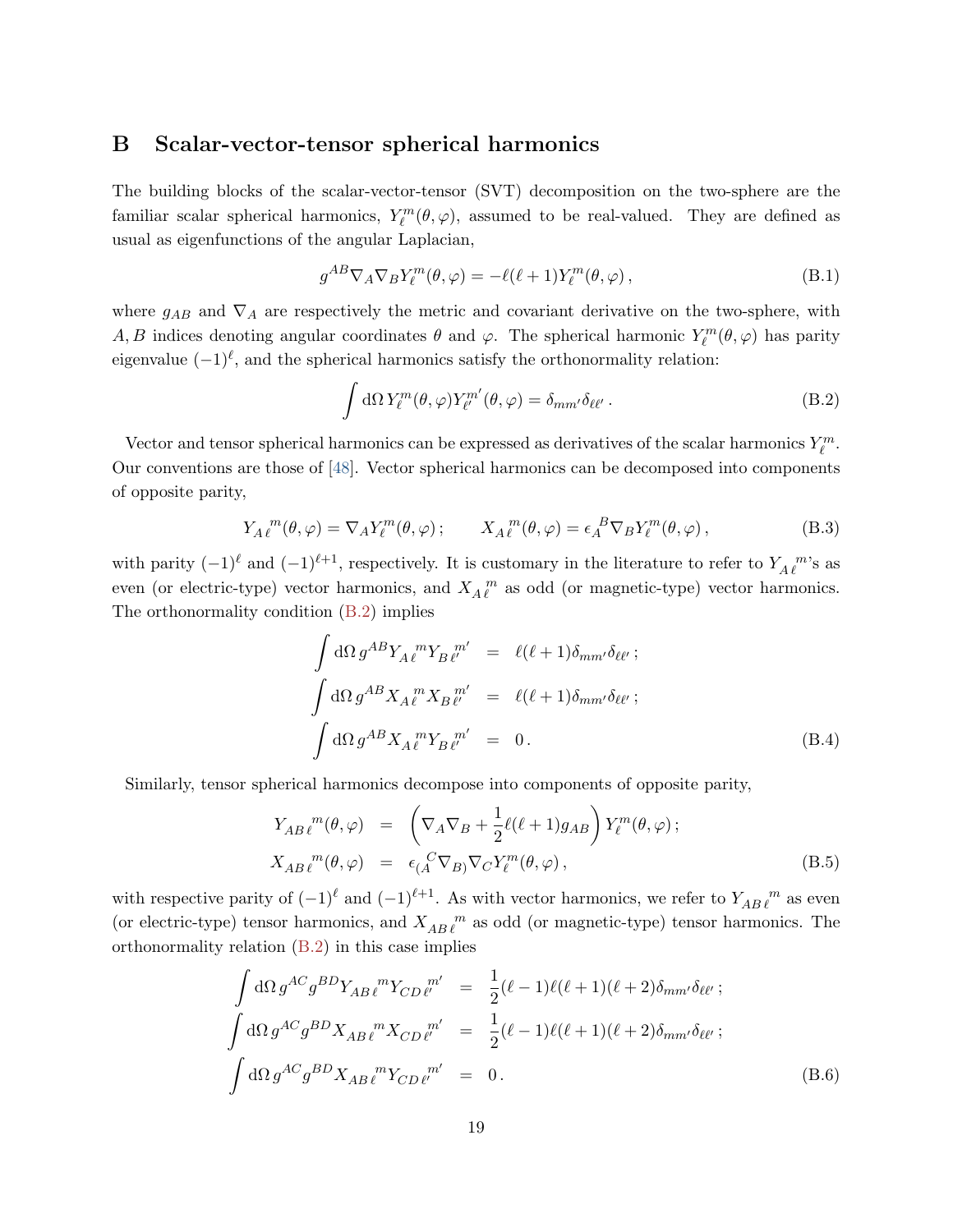## B Scalar-vector-tensor spherical harmonics

The building blocks of the scalar-vector-tensor (SVT) decomposition on the two-sphere are the familiar scalar spherical harmonics, $Y_\ell^m(\theta,\varphi)$, assumed to be real-valued. They are defined as usual as eigenfunctions of the angular Laplacian,

$$
g^{AB}\nabla_A\nabla_B Y_\ell^m(\theta,\varphi) = -\ell(\ell+1)Y_\ell^m(\theta,\varphi)\,, \tag{B.1}
$$

where $g_{AB}$ and $\nabla_A$ are respectively the metric and covariant derivative on the two-sphere, with $A, B$ indices denoting angular coordinates $\theta$ and $\varphi$. The spherical harmonic $Y_\ell^m(\theta,\varphi)$ has parity eigenvalue $(-1)^\ell$, and the spherical harmonics satisfy the orthonormality relation:

$$
\int \mathrm{d}\Omega\, Y_\ell^m(\theta,\varphi)Y_{\ell'}^{m'}(\theta,\varphi) = \delta_{mm'}\delta_{\ell\ell'}\,. \tag{B.2}
$$

Vector and tensor spherical harmonics can be expressed as derivatives of the scalar harmonics $Y_\ell^m$. Our conventions are those of [48]. Vector spherical harmonics can be decomposed into components of opposite parity,

$$
Y_{A\,\ell}^{\;\;m}(\theta,\varphi) = \nabla_A Y_\ell^m(\theta,\varphi)\,; \qquad X_{A\,\ell}^{\;\;m}(\theta,\varphi) = \epsilon_A^{\;\;B}\nabla_B Y_\ell^m(\theta,\varphi)\,, \tag{B.3}
$$

with parity $(-1)^\ell$ and $(-1)^{\ell+1}$, respectively. It is customary in the literature to refer to $Y_{A\,\ell}^{\;\;m}$'s as even (or electric-type) vector harmonics, and $X_{A\,\ell}^{\;\;m}$ as odd (or magnetic-type) vector harmonics. The orthonormality condition (B.2) implies

$$
\begin{aligned}
\int \mathrm{d}\Omega\, g^{AB} Y_{A\,\ell}^{\;\;m} Y_{B\,\ell'}^{\;\;m'} &= \ell(\ell+1)\delta_{mm'}\delta_{\ell\ell'}\,;\\
\int \mathrm{d}\Omega\, g^{AB} X_{A\,\ell}^{\;\;m} X_{B\,\ell'}^{\;\;m'} &= \ell(\ell+1)\delta_{mm'}\delta_{\ell\ell'}\,;\\
\int \mathrm{d}\Omega\, g^{AB} X_{A\,\ell}^{\;\;m} Y_{B\,\ell'}^{\;\;m'} &= 0\,.
\end{aligned} \tag{B.4}
$$

Similarly, tensor spherical harmonics decompose into components of opposite parity,

$$
\begin{aligned}
Y_{AB\,\ell}^{\;\;\;m}(\theta,\varphi) &= \left(\nabla_A\nabla_B + \frac{1}{2}\ell(\ell+1)g_{AB}\right)Y_\ell^m(\theta,\varphi)\,;\\
X_{AB\,\ell}^{\;\;\;m}(\theta,\varphi) &= \epsilon_{(A}^{\;\;\;C}\nabla_{B)}\nabla_C Y_\ell^m(\theta,\varphi)\,,
\end{aligned} \tag{B.5}
$$

with respective parity of $(-1)^\ell$ and $(-1)^{\ell+1}$. As with vector harmonics, we refer to $Y_{AB\,\ell}^{\;\;\;m}$ as even (or electric-type) tensor harmonics, and $X_{AB\,\ell}^{\;\;\;m}$ as odd (or magnetic-type) tensor harmonics. The orthonormality relation (B.2) in this case implies

$$
\begin{aligned}
\int \mathrm{d}\Omega\, g^{AC}g^{BD} Y_{AB\,\ell}^{\;\;\;m} Y_{CD\,\ell'}^{\;\;\;m'} &= \frac{1}{2}(\ell-1)\ell(\ell+1)(\ell+2)\delta_{mm'}\delta_{\ell\ell'}\,;\\
\int \mathrm{d}\Omega\, g^{AC}g^{BD} X_{AB\,\ell}^{\;\;\;m} X_{CD\,\ell'}^{\;\;\;m'} &= \frac{1}{2}(\ell-1)\ell(\ell+1)(\ell+2)\delta_{mm'}\delta_{\ell\ell'}\,;\\
\int \mathrm{d}\Omega\, g^{AC}g^{BD} X_{AB\,\ell}^{\;\;\;m} Y_{CD\,\ell'}^{\;\;\;m'} &= 0\,.
\end{aligned} \tag{B.6}
$$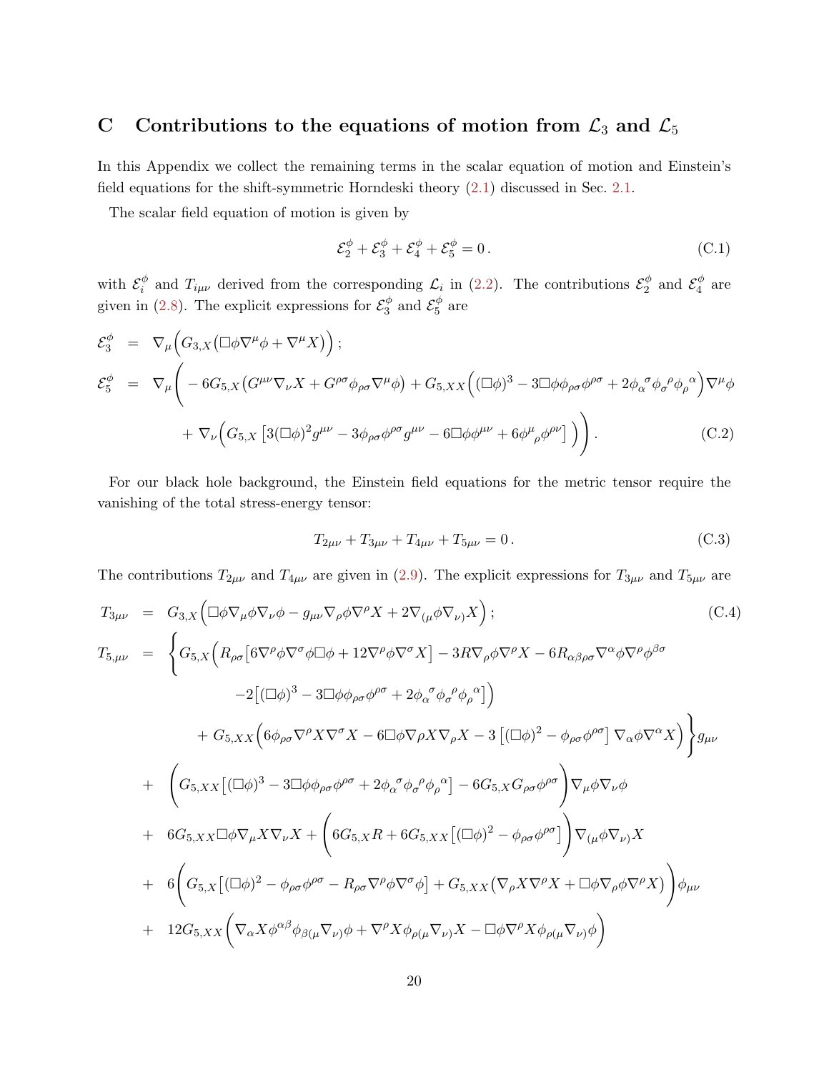## C Contributions to the equations of motion from $\mathcal{L}_3$ and $\mathcal{L}_5$

In this Appendix we collect the remaining terms in the scalar equation of motion and Einstein's field equations for the shift-symmetric Horndeski theory (2.1) discussed in Sec. 2.1.

The scalar field equation of motion is given by

$$\mathcal{E}_2^\phi + \mathcal{E}_3^\phi + \mathcal{E}_4^\phi + \mathcal{E}_5^\phi = 0 \,. \tag{C.1}$$

with $\mathcal{E}_i^\phi$ and $T_{i\mu\nu}$ derived from the corresponding $\mathcal{L}_i$ in (2.2). The contributions $\mathcal{E}_2^\phi$ and $\mathcal{E}_4^\phi$ are given in (2.8). The explicit expressions for $\mathcal{E}_3^\phi$ and $\mathcal{E}_5^\phi$ are

$$\begin{aligned}
\mathcal{E}_3^\phi &= \nabla_\mu\Big(G_{3,X}\big(\Box\phi\nabla^\mu\phi + \nabla^\mu X\big)\Big)\,;\\
\mathcal{E}_5^\phi &= \nabla_\mu\Bigg( -6G_{5,X}\big(G^{\mu\nu}\nabla_\nu X + G^{\rho\sigma}\phi_{\rho\sigma}\nabla^\mu\phi\big) + G_{5,XX}\Big((\Box\phi)^3 - 3\Box\phi\phi_{\rho\sigma}\phi^{\rho\sigma} + 2\phi_\alpha{}^\sigma\phi_\sigma{}^\rho\phi_\rho{}^\alpha\Big)\nabla^\mu\phi\\
&\qquad + \nabla_\nu\Big(G_{5,X}\left[3(\Box\phi)^2 g^{\mu\nu} - 3\phi_{\rho\sigma}\phi^{\rho\sigma}g^{\mu\nu} - 6\Box\phi\phi^{\mu\nu} + 6\phi^\mu{}_\rho\phi^{\rho\nu}\right]\Big)\Bigg)\,.
\end{aligned} \tag{C.2}$$

For our black hole background, the Einstein field equations for the metric tensor require the vanishing of the total stress-energy tensor:

$$T_{2\mu\nu} + T_{3\mu\nu} + T_{4\mu\nu} + T_{5\mu\nu} = 0 \,. \tag{C.3}$$

The contributions $T_{2\mu\nu}$ and $T_{4\mu\nu}$ are given in (2.9). The explicit expressions for $T_{3\mu\nu}$ and $T_{5\mu\nu}$ are

$$\begin{aligned}
T_{3\mu\nu} &= G_{3,X}\Big(\Box\phi\nabla_\mu\phi\nabla_\nu\phi - g_{\mu\nu}\nabla_\rho\phi\nabla^\rho X + 2\nabla_{(\mu}\phi\nabla_{\nu)}X\Big)\,; \qquad \text{(C.4)}\\
T_{5,\mu\nu} &= \Bigg\{G_{5,X}\Big(R_{\rho\sigma}\left[6\nabla^\rho\phi\nabla^\sigma\phi\Box\phi + 12\nabla^\rho\phi\nabla^\sigma X\right] - 3R\nabla_\rho\phi\nabla^\rho X - 6R_{\alpha\beta\rho\sigma}\nabla^\alpha\phi\nabla^\rho\phi^{\beta\sigma}\\
&\qquad\qquad -2\left[(\Box\phi)^3 - 3\Box\phi\phi_{\rho\sigma}\phi^{\rho\sigma} + 2\phi_\alpha{}^\sigma\phi_\sigma{}^\rho\phi_\rho{}^\alpha\right]\Big)\\
&\qquad + G_{5,XX}\Big(6\phi_{\rho\sigma}\nabla^\rho X\nabla^\sigma X - 6\Box\phi\nabla\rho X\nabla_\rho X - 3\left[(\Box\phi)^2 - \phi_{\rho\sigma}\phi^{\rho\sigma}\right]\nabla_\alpha\phi\nabla^\alpha X\Big)\Bigg\}g_{\mu\nu}\\
&+ \Big(G_{5,XX}\left[(\Box\phi)^3 - 3\Box\phi\phi_{\rho\sigma}\phi^{\rho\sigma} + 2\phi_\alpha{}^\sigma\phi_\sigma{}^\rho\phi_\rho{}^\alpha\right] - 6G_{5,X}G_{\rho\sigma}\phi^{\rho\sigma}\Big)\nabla_\mu\phi\nabla_\nu\phi\\
&+ 6G_{5,XX}\Box\phi\nabla_\mu X\nabla_\nu X + \Big(6G_{5,X}R + 6G_{5,XX}\left[(\Box\phi)^2 - \phi_{\rho\sigma}\phi^{\rho\sigma}\right]\Big)\nabla_{(\mu}\phi\nabla_{\nu)}X\\
&+ 6\Big(G_{5,X}\left[(\Box\phi)^2 - \phi_{\rho\sigma}\phi^{\rho\sigma} - R_{\rho\sigma}\nabla^\rho\phi\nabla^\sigma\phi\right] + G_{5,XX}\big(\nabla_\rho X\nabla^\rho X + \Box\phi\nabla_\rho\phi\nabla^\rho X\big)\Big)\phi_{\mu\nu}\\
&+ 12G_{5,XX}\Big(\nabla_\alpha X\phi^{\alpha\beta}\phi_{\beta(\mu}\nabla_{\nu)}\phi + \nabla^\rho X\phi_{\rho(\mu}\nabla_{\nu)}X - \Box\phi\nabla^\rho X\phi_{\rho(\mu}\nabla_{\nu)}\phi\Big)
\end{aligned}$$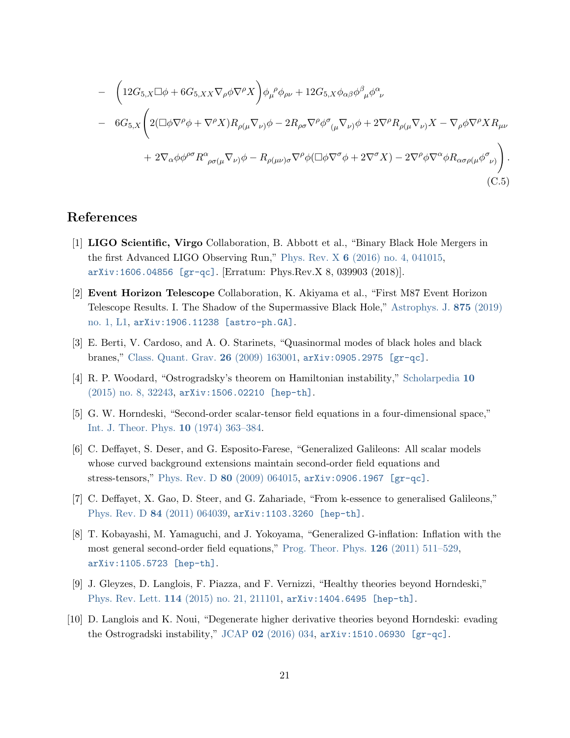$$
\begin{aligned}
&- \left(12G_{5,X}\Box\phi + 6G_{5,XX}\nabla_\rho\phi\nabla^\rho X\right)\phi_\mu{}^\rho\phi_{\rho\nu} + 12G_{5,X}\phi_{\alpha\beta}\phi^\beta{}_\mu\phi^\alpha{}_\nu \\
&- 6G_{5,X}\Bigg(2(\Box\phi\nabla^\rho\phi + \nabla^\rho X)R_{\rho(\mu}\nabla_{\nu)}\phi - 2R_{\rho\sigma}\nabla^\rho\phi^\sigma{}_{(\mu}\nabla_{\nu)}\phi + 2\nabla^\rho R_{\rho(\mu}\nabla_{\nu)}X - \nabla_\rho\phi\nabla^\rho X R_{\mu\nu} \\
&\qquad + 2\nabla_\alpha\phi\phi^{\rho\sigma}R^\alpha{}_{\rho\sigma(\mu}\nabla_{\nu)}\phi - R_{\rho(\mu\nu)\sigma}\nabla^\rho\phi(\Box\phi\nabla^\sigma\phi + 2\nabla^\sigma X) - 2\nabla^\rho\phi\nabla^\alpha\phi R_{\alpha\sigma\rho(\mu}\phi^\sigma{}_{\nu)}\Bigg).
\end{aligned}
\tag{C.5}
$$

## References

[1] **LIGO Scientific, Virgo** Collaboration, B. Abbott et al., "Binary Black Hole Mergers in the first Advanced LIGO Observing Run," Phys. Rev. X **6** (2016) no. 4, 041015, arXiv:1606.04856 [gr-qc]. [Erratum: Phys.Rev.X 8, 039903 (2018)].

[2] **Event Horizon Telescope** Collaboration, K. Akiyama et al., "First M87 Event Horizon Telescope Results. I. The Shadow of the Supermassive Black Hole," Astrophys. J. **875** (2019) no. 1, L1, arXiv:1906.11238 [astro-ph.GA].

[3] E. Berti, V. Cardoso, and A. O. Starinets, "Quasinormal modes of black holes and black branes," Class. Quant. Grav. **26** (2009) 163001, arXiv:0905.2975 [gr-qc].

[4] R. P. Woodard, "Ostrogradsky's theorem on Hamiltonian instability," Scholarpedia **10** (2015) no. 8, 32243, arXiv:1506.02210 [hep-th].

[5] G. W. Horndeski, "Second-order scalar-tensor field equations in a four-dimensional space," Int. J. Theor. Phys. **10** (1974) 363–384.

[6] C. Deffayet, S. Deser, and G. Esposito-Farese, "Generalized Galileons: All scalar models whose curved background extensions maintain second-order field equations and stress-tensors," Phys. Rev. D **80** (2009) 064015, arXiv:0906.1967 [gr-qc].

[7] C. Deffayet, X. Gao, D. Steer, and G. Zahariade, "From k-essence to generalised Galileons," Phys. Rev. D **84** (2011) 064039, arXiv:1103.3260 [hep-th].

[8] T. Kobayashi, M. Yamaguchi, and J. Yokoyama, "Generalized G-inflation: Inflation with the most general second-order field equations," Prog. Theor. Phys. **126** (2011) 511–529, arXiv:1105.5723 [hep-th].

[9] J. Gleyzes, D. Langlois, F. Piazza, and F. Vernizzi, "Healthy theories beyond Horndeski," Phys. Rev. Lett. **114** (2015) no. 21, 211101, arXiv:1404.6495 [hep-th].

[10] D. Langlois and K. Noui, "Degenerate higher derivative theories beyond Horndeski: evading the Ostrogradski instability," JCAP **02** (2016) 034, arXiv:1510.06930 [gr-qc].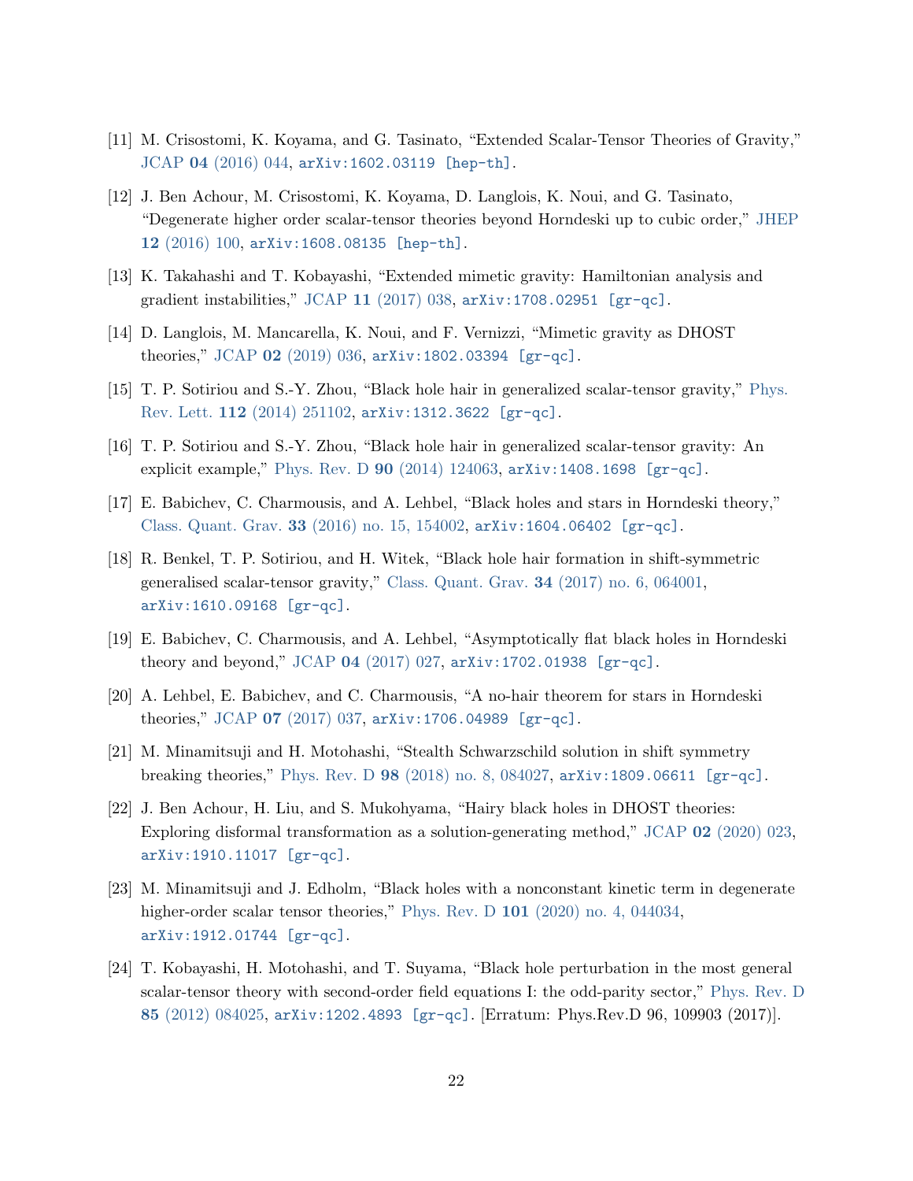[11] M. Crisostomi, K. Koyama, and G. Tasinato, "Extended Scalar-Tensor Theories of Gravity," JCAP **04** (2016) 044, `arXiv:1602.03119 [hep-th]`.

[12] J. Ben Achour, M. Crisostomi, K. Koyama, D. Langlois, K. Noui, and G. Tasinato, "Degenerate higher order scalar-tensor theories beyond Horndeski up to cubic order," JHEP **12** (2016) 100, `arXiv:1608.08135 [hep-th]`.

[13] K. Takahashi and T. Kobayashi, "Extended mimetic gravity: Hamiltonian analysis and gradient instabilities," JCAP **11** (2017) 038, `arXiv:1708.02951 [gr-qc]`.

[14] D. Langlois, M. Mancarella, K. Noui, and F. Vernizzi, "Mimetic gravity as DHOST theories," JCAP **02** (2019) 036, `arXiv:1802.03394 [gr-qc]`.

[15] T. P. Sotiriou and S.-Y. Zhou, "Black hole hair in generalized scalar-tensor gravity," Phys. Rev. Lett. **112** (2014) 251102, `arXiv:1312.3622 [gr-qc]`.

[16] T. P. Sotiriou and S.-Y. Zhou, "Black hole hair in generalized scalar-tensor gravity: An explicit example," Phys. Rev. D **90** (2014) 124063, `arXiv:1408.1698 [gr-qc]`.

[17] E. Babichev, C. Charmousis, and A. Lehbel, "Black holes and stars in Horndeski theory," Class. Quant. Grav. **33** (2016) no. 15, 154002, `arXiv:1604.06402 [gr-qc]`.

[18] R. Benkel, T. P. Sotiriou, and H. Witek, "Black hole hair formation in shift-symmetric generalised scalar-tensor gravity," Class. Quant. Grav. **34** (2017) no. 6, 064001, `arXiv:1610.09168 [gr-qc]`.

[19] E. Babichev, C. Charmousis, and A. Lehbel, "Asymptotically flat black holes in Horndeski theory and beyond," JCAP **04** (2017) 027, `arXiv:1702.01938 [gr-qc]`.

[20] A. Lehbel, E. Babichev, and C. Charmousis, "A no-hair theorem for stars in Horndeski theories," JCAP **07** (2017) 037, `arXiv:1706.04989 [gr-qc]`.

[21] M. Minamitsuji and H. Motohashi, "Stealth Schwarzschild solution in shift symmetry breaking theories," Phys. Rev. D **98** (2018) no. 8, 084027, `arXiv:1809.06611 [gr-qc]`.

[22] J. Ben Achour, H. Liu, and S. Mukohyama, "Hairy black holes in DHOST theories: Exploring disformal transformation as a solution-generating method," JCAP **02** (2020) 023, `arXiv:1910.11017 [gr-qc]`.

[23] M. Minamitsuji and J. Edholm, "Black holes with a nonconstant kinetic term in degenerate higher-order scalar tensor theories," Phys. Rev. D **101** (2020) no. 4, 044034, `arXiv:1912.01744 [gr-qc]`.

[24] T. Kobayashi, H. Motohashi, and T. Suyama, "Black hole perturbation in the most general scalar-tensor theory with second-order field equations I: the odd-parity sector," Phys. Rev. D **85** (2012) 084025, `arXiv:1202.4893 [gr-qc]`. [Erratum: Phys.Rev.D 96, 109903 (2017)].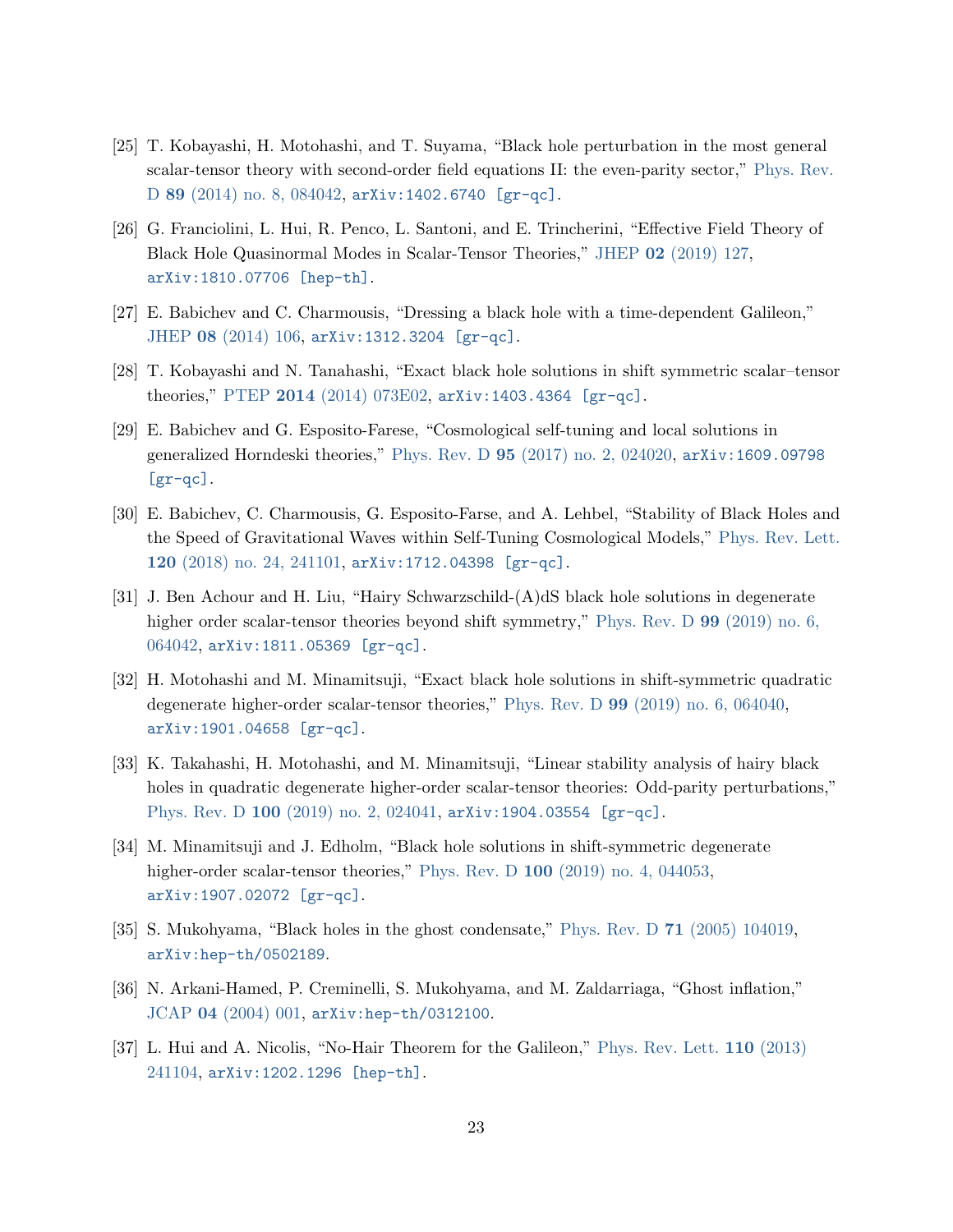[25] T. Kobayashi, H. Motohashi, and T. Suyama, "Black hole perturbation in the most general scalar-tensor theory with second-order field equations II: the even-parity sector," Phys. Rev. D **89** (2014) no. 8, 084042, arXiv:1402.6740 [gr-qc].

[26] G. Franciolini, L. Hui, R. Penco, L. Santoni, and E. Trincherini, "Effective Field Theory of Black Hole Quasinormal Modes in Scalar-Tensor Theories," JHEP **02** (2019) 127, arXiv:1810.07706 [hep-th].

[27] E. Babichev and C. Charmousis, "Dressing a black hole with a time-dependent Galileon," JHEP **08** (2014) 106, arXiv:1312.3204 [gr-qc].

[28] T. Kobayashi and N. Tanahashi, "Exact black hole solutions in shift symmetric scalar–tensor theories," PTEP **2014** (2014) 073E02, arXiv:1403.4364 [gr-qc].

[29] E. Babichev and G. Esposito-Farese, "Cosmological self-tuning and local solutions in generalized Horndeski theories," Phys. Rev. D **95** (2017) no. 2, 024020, arXiv:1609.09798 [gr-qc].

[30] E. Babichev, C. Charmousis, G. Esposito-Farse, and A. Lehbel, "Stability of Black Holes and the Speed of Gravitational Waves within Self-Tuning Cosmological Models," Phys. Rev. Lett. **120** (2018) no. 24, 241101, arXiv:1712.04398 [gr-qc].

[31] J. Ben Achour and H. Liu, "Hairy Schwarzschild-(A)dS black hole solutions in degenerate higher order scalar-tensor theories beyond shift symmetry," Phys. Rev. D **99** (2019) no. 6, 064042, arXiv:1811.05369 [gr-qc].

[32] H. Motohashi and M. Minamitsuji, "Exact black hole solutions in shift-symmetric quadratic degenerate higher-order scalar-tensor theories," Phys. Rev. D **99** (2019) no. 6, 064040, arXiv:1901.04658 [gr-qc].

[33] K. Takahashi, H. Motohashi, and M. Minamitsuji, "Linear stability analysis of hairy black holes in quadratic degenerate higher-order scalar-tensor theories: Odd-parity perturbations," Phys. Rev. D **100** (2019) no. 2, 024041, arXiv:1904.03554 [gr-qc].

[34] M. Minamitsuji and J. Edholm, "Black hole solutions in shift-symmetric degenerate higher-order scalar-tensor theories," Phys. Rev. D **100** (2019) no. 4, 044053, arXiv:1907.02072 [gr-qc].

[35] S. Mukohyama, "Black holes in the ghost condensate," Phys. Rev. D **71** (2005) 104019, arXiv:hep-th/0502189.

[36] N. Arkani-Hamed, P. Creminelli, S. Mukohyama, and M. Zaldarriaga, "Ghost inflation," JCAP **04** (2004) 001, arXiv:hep-th/0312100.

[37] L. Hui and A. Nicolis, "No-Hair Theorem for the Galileon," Phys. Rev. Lett. **110** (2013) 241104, arXiv:1202.1296 [hep-th].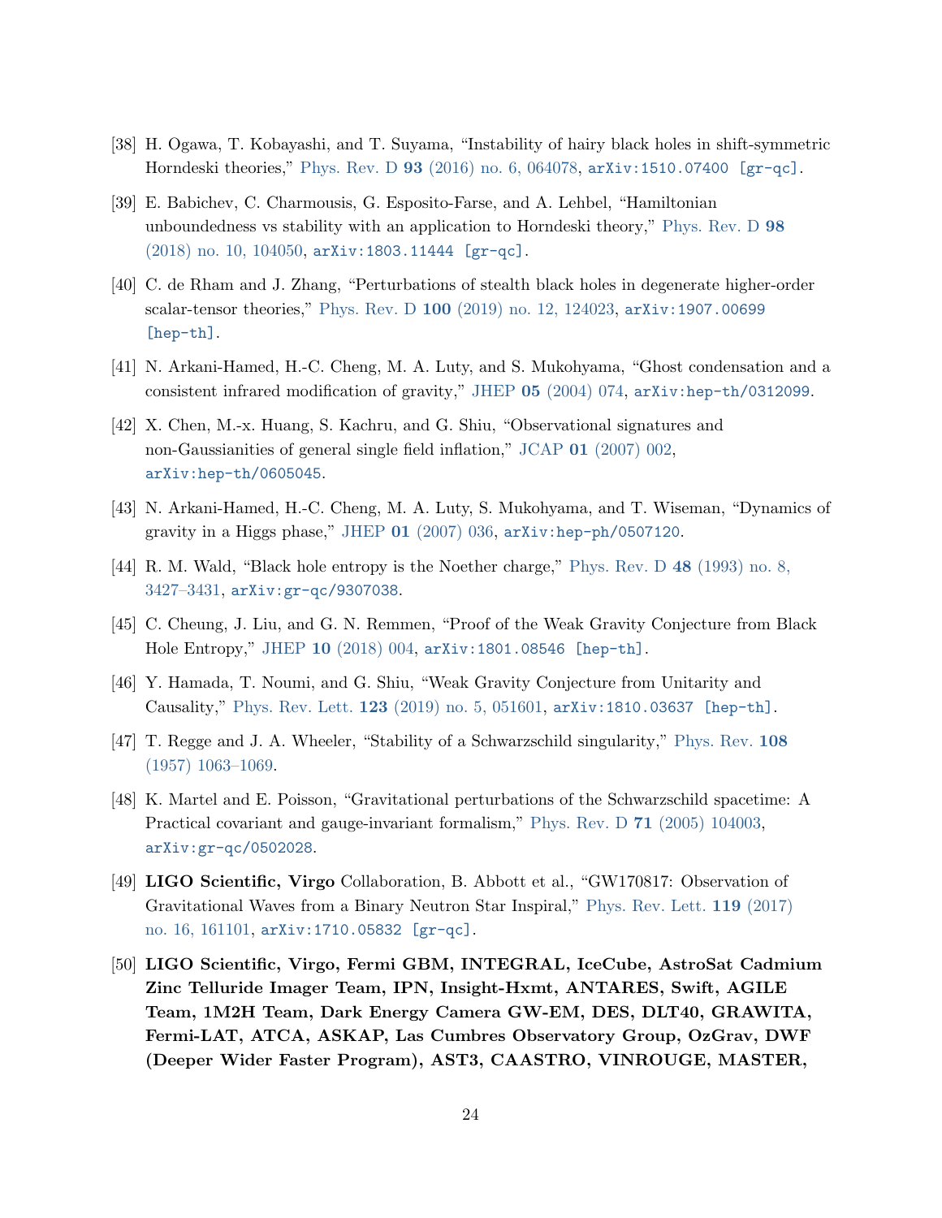[38] H. Ogawa, T. Kobayashi, and T. Suyama, "Instability of hairy black holes in shift-symmetric Horndeski theories," Phys. Rev. D **93** (2016) no. 6, 064078, arXiv:1510.07400 [gr-qc].

[39] E. Babichev, C. Charmousis, G. Esposito-Farse, and A. Lehbel, "Hamiltonian unboundedness vs stability with an application to Horndeski theory," Phys. Rev. D **98** (2018) no. 10, 104050, arXiv:1803.11444 [gr-qc].

[40] C. de Rham and J. Zhang, "Perturbations of stealth black holes in degenerate higher-order scalar-tensor theories," Phys. Rev. D **100** (2019) no. 12, 124023, arXiv:1907.00699 [hep-th].

[41] N. Arkani-Hamed, H.-C. Cheng, M. A. Luty, and S. Mukohyama, "Ghost condensation and a consistent infrared modification of gravity," JHEP **05** (2004) 074, arXiv:hep-th/0312099.

[42] X. Chen, M.-x. Huang, S. Kachru, and G. Shiu, "Observational signatures and non-Gaussianities of general single field inflation," JCAP **01** (2007) 002, arXiv:hep-th/0605045.

[43] N. Arkani-Hamed, H.-C. Cheng, M. A. Luty, S. Mukohyama, and T. Wiseman, "Dynamics of gravity in a Higgs phase," JHEP **01** (2007) 036, arXiv:hep-ph/0507120.

[44] R. M. Wald, "Black hole entropy is the Noether charge," Phys. Rev. D **48** (1993) no. 8, 3427–3431, arXiv:gr-qc/9307038.

[45] C. Cheung, J. Liu, and G. N. Remmen, "Proof of the Weak Gravity Conjecture from Black Hole Entropy," JHEP **10** (2018) 004, arXiv:1801.08546 [hep-th].

[46] Y. Hamada, T. Noumi, and G. Shiu, "Weak Gravity Conjecture from Unitarity and Causality," Phys. Rev. Lett. **123** (2019) no. 5, 051601, arXiv:1810.03637 [hep-th].

[47] T. Regge and J. A. Wheeler, "Stability of a Schwarzschild singularity," Phys. Rev. **108** (1957) 1063–1069.

[48] K. Martel and E. Poisson, "Gravitational perturbations of the Schwarzschild spacetime: A Practical covariant and gauge-invariant formalism," Phys. Rev. D **71** (2005) 104003, arXiv:gr-qc/0502028.

[49] **LIGO Scientific, Virgo** Collaboration, B. Abbott et al., "GW170817: Observation of Gravitational Waves from a Binary Neutron Star Inspiral," Phys. Rev. Lett. **119** (2017) no. 16, 161101, arXiv:1710.05832 [gr-qc].

[50] **LIGO Scientific, Virgo, Fermi GBM, INTEGRAL, IceCube, AstroSat Cadmium Zinc Telluride Imager Team, IPN, Insight-Hxmt, ANTARES, Swift, AGILE Team, 1M2H Team, Dark Energy Camera GW-EM, DES, DLT40, GRAWITA, Fermi-LAT, ATCA, ASKAP, Las Cumbres Observatory Group, OzGrav, DWF (Deeper Wider Faster Program), AST3, CAASTRO, VINROUGE, MASTER,**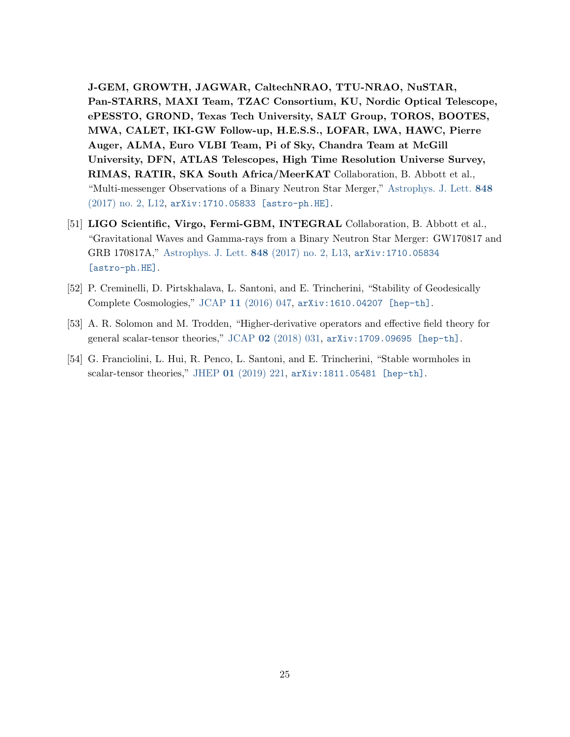**J-GEM, GROWTH, JAGWAR, CaltechNRAO, TTU-NRAO, NuSTAR, Pan-STARRS, MAXI Team, TZAC Consortium, KU, Nordic Optical Telescope, ePESSTO, GROND, Texas Tech University, SALT Group, TOROS, BOOTES, MWA, CALET, IKI-GW Follow-up, H.E.S.S., LOFAR, LWA, HAWC, Pierre Auger, ALMA, Euro VLBI Team, Pi of Sky, Chandra Team at McGill University, DFN, ATLAS Telescopes, High Time Resolution Universe Survey, RIMAS, RATIR, SKA South Africa/MeerKAT** Collaboration, B. Abbott et al., "Multi-messenger Observations of a Binary Neutron Star Merger," Astrophys. J. Lett. **848** (2017) no. 2, L12, arXiv:1710.05833 [astro-ph.HE].

[51] **LIGO Scientific, Virgo, Fermi-GBM, INTEGRAL** Collaboration, B. Abbott et al., "Gravitational Waves and Gamma-rays from a Binary Neutron Star Merger: GW170817 and GRB 170817A," Astrophys. J. Lett. **848** (2017) no. 2, L13, arXiv:1710.05834 [astro-ph.HE].

[52] P. Creminelli, D. Pirtskhalava, L. Santoni, and E. Trincherini, "Stability of Geodesically Complete Cosmologies," JCAP **11** (2016) 047, arXiv:1610.04207 [hep-th].

[53] A. R. Solomon and M. Trodden, "Higher-derivative operators and effective field theory for general scalar-tensor theories," JCAP **02** (2018) 031, arXiv:1709.09695 [hep-th].

[54] G. Franciolini, L. Hui, R. Penco, L. Santoni, and E. Trincherini, "Stable wormholes in scalar-tensor theories," JHEP **01** (2019) 221, arXiv:1811.05481 [hep-th].